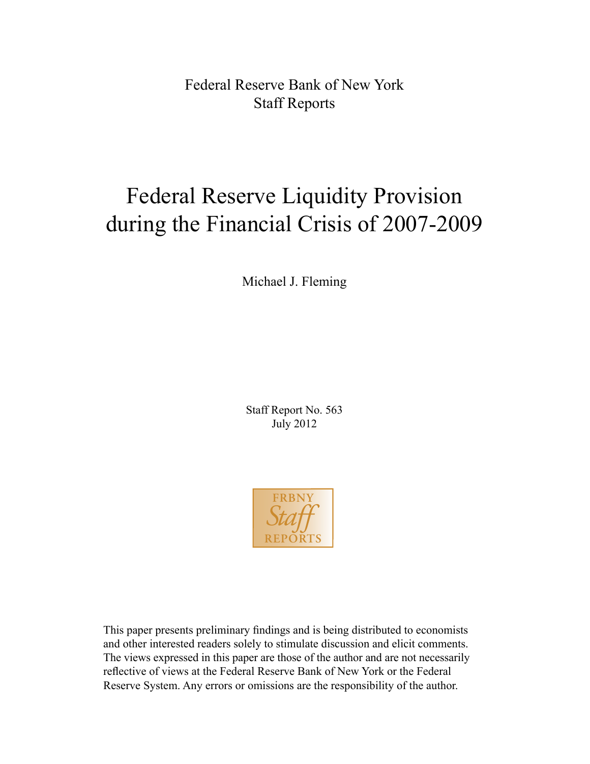Federal Reserve Bank of New York
Staff Reports

# Federal Reserve Liquidity Provision during the Financial Crisis of 2007-2009

Michael J. Fleming

Staff Report No. 563
July 2012

FRBNY Staff REPORTS

This paper presents preliminary findings and is being distributed to economists and other interested readers solely to stimulate discussion and elicit comments. The views expressed in this paper are those of the author and are not necessarily reflective of views at the Federal Reserve Bank of New York or the Federal Reserve System. Any errors or omissions are the responsibility of the author.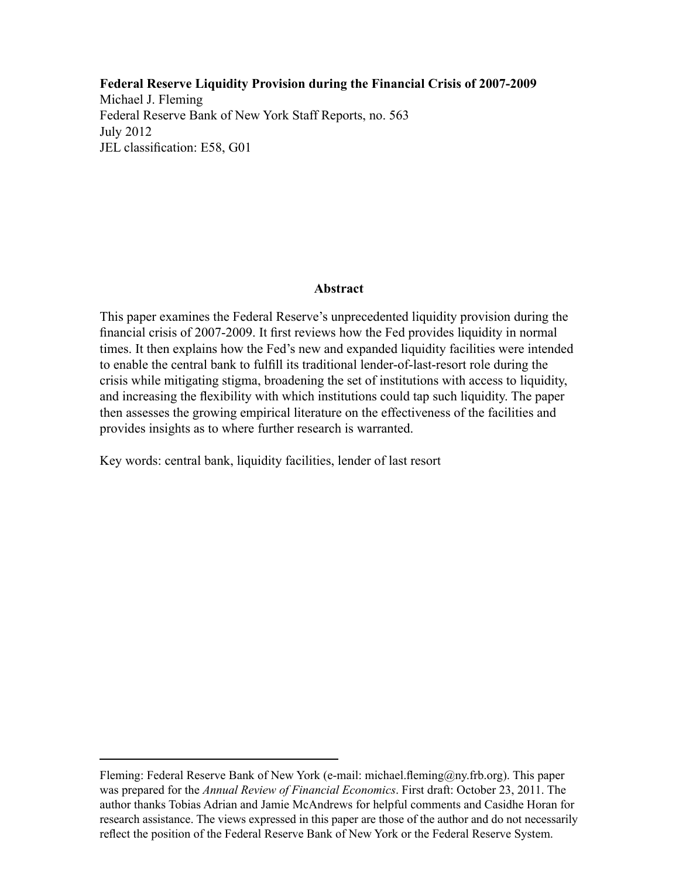**Federal Reserve Liquidity Provision during the Financial Crisis of 2007-2009**
Michael J. Fleming
Federal Reserve Bank of New York Staff Reports, no. 563
July 2012
JEL classification: E58, G01

## Abstract

This paper examines the Federal Reserve's unprecedented liquidity provision during the financial crisis of 2007-2009. It first reviews how the Fed provides liquidity in normal times. It then explains how the Fed's new and expanded liquidity facilities were intended to enable the central bank to fulfill its traditional lender-of-last-resort role during the crisis while mitigating stigma, broadening the set of institutions with access to liquidity, and increasing the flexibility with which institutions could tap such liquidity. The paper then assesses the growing empirical literature on the effectiveness of the facilities and provides insights as to where further research is warranted.

Key words: central bank, liquidity facilities, lender of last resort

---

Fleming: Federal Reserve Bank of New York (e-mail: michael.fleming@ny.frb.org). This paper was prepared for the *Annual Review of Financial Economics*. First draft: October 23, 2011. The author thanks Tobias Adrian and Jamie McAndrews for helpful comments and Casidhe Horan for research assistance. The views expressed in this paper are those of the author and do not necessarily reflect the position of the Federal Reserve Bank of New York or the Federal Reserve System.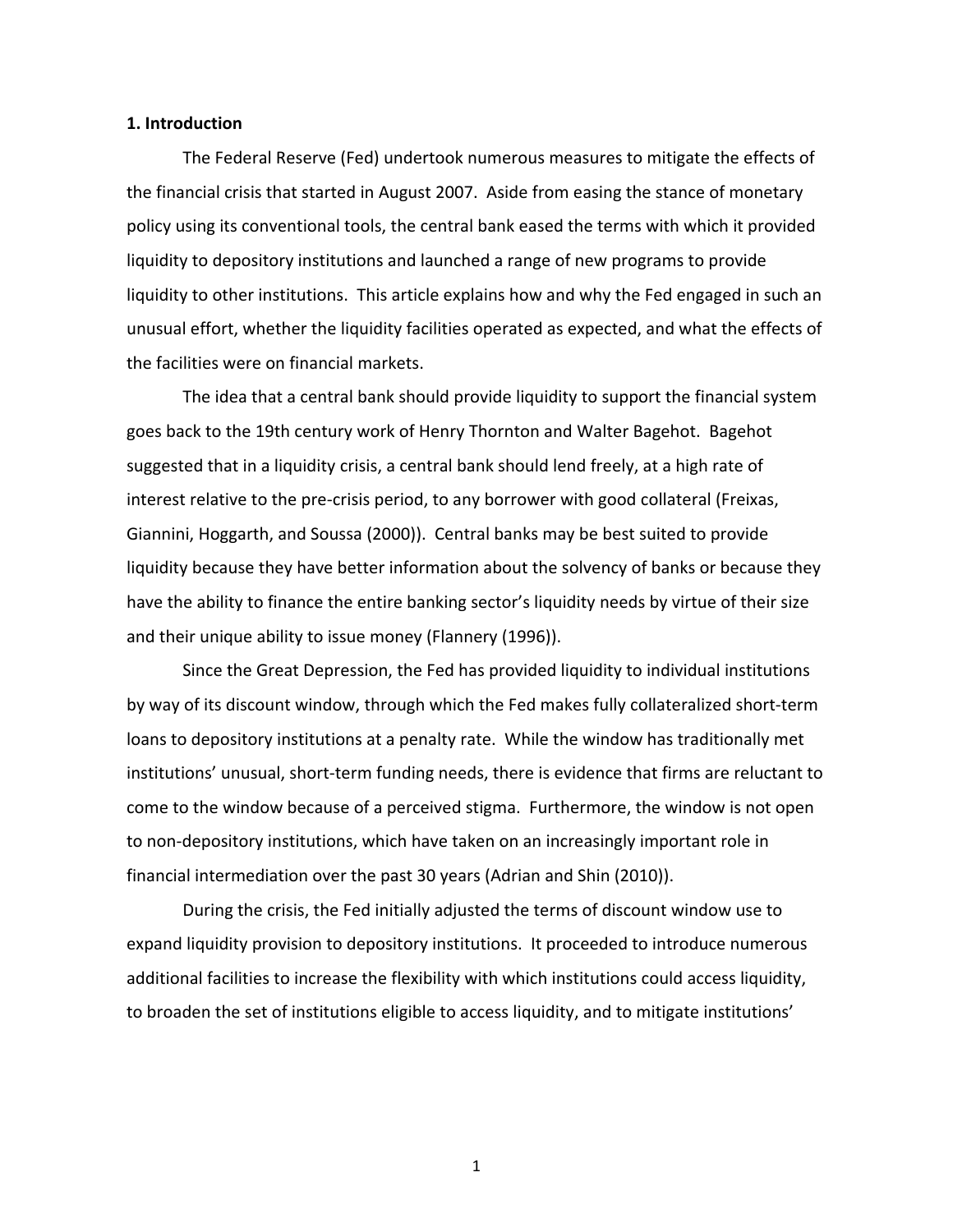## 1. Introduction

The Federal Reserve (Fed) undertook numerous measures to mitigate the effects of the financial crisis that started in August 2007. Aside from easing the stance of monetary policy using its conventional tools, the central bank eased the terms with which it provided liquidity to depository institutions and launched a range of new programs to provide liquidity to other institutions. This article explains how and why the Fed engaged in such an unusual effort, whether the liquidity facilities operated as expected, and what the effects of the facilities were on financial markets.

The idea that a central bank should provide liquidity to support the financial system goes back to the 19th century work of Henry Thornton and Walter Bagehot. Bagehot suggested that in a liquidity crisis, a central bank should lend freely, at a high rate of interest relative to the pre-crisis period, to any borrower with good collateral (Freixas, Giannini, Hoggarth, and Soussa (2000)). Central banks may be best suited to provide liquidity because they have better information about the solvency of banks or because they have the ability to finance the entire banking sector's liquidity needs by virtue of their size and their unique ability to issue money (Flannery (1996)).

Since the Great Depression, the Fed has provided liquidity to individual institutions by way of its discount window, through which the Fed makes fully collateralized short-term loans to depository institutions at a penalty rate. While the window has traditionally met institutions' unusual, short-term funding needs, there is evidence that firms are reluctant to come to the window because of a perceived stigma. Furthermore, the window is not open to non-depository institutions, which have taken on an increasingly important role in financial intermediation over the past 30 years (Adrian and Shin (2010)).

During the crisis, the Fed initially adjusted the terms of discount window use to expand liquidity provision to depository institutions. It proceeded to introduce numerous additional facilities to increase the flexibility with which institutions could access liquidity, to broaden the set of institutions eligible to access liquidity, and to mitigate institutions'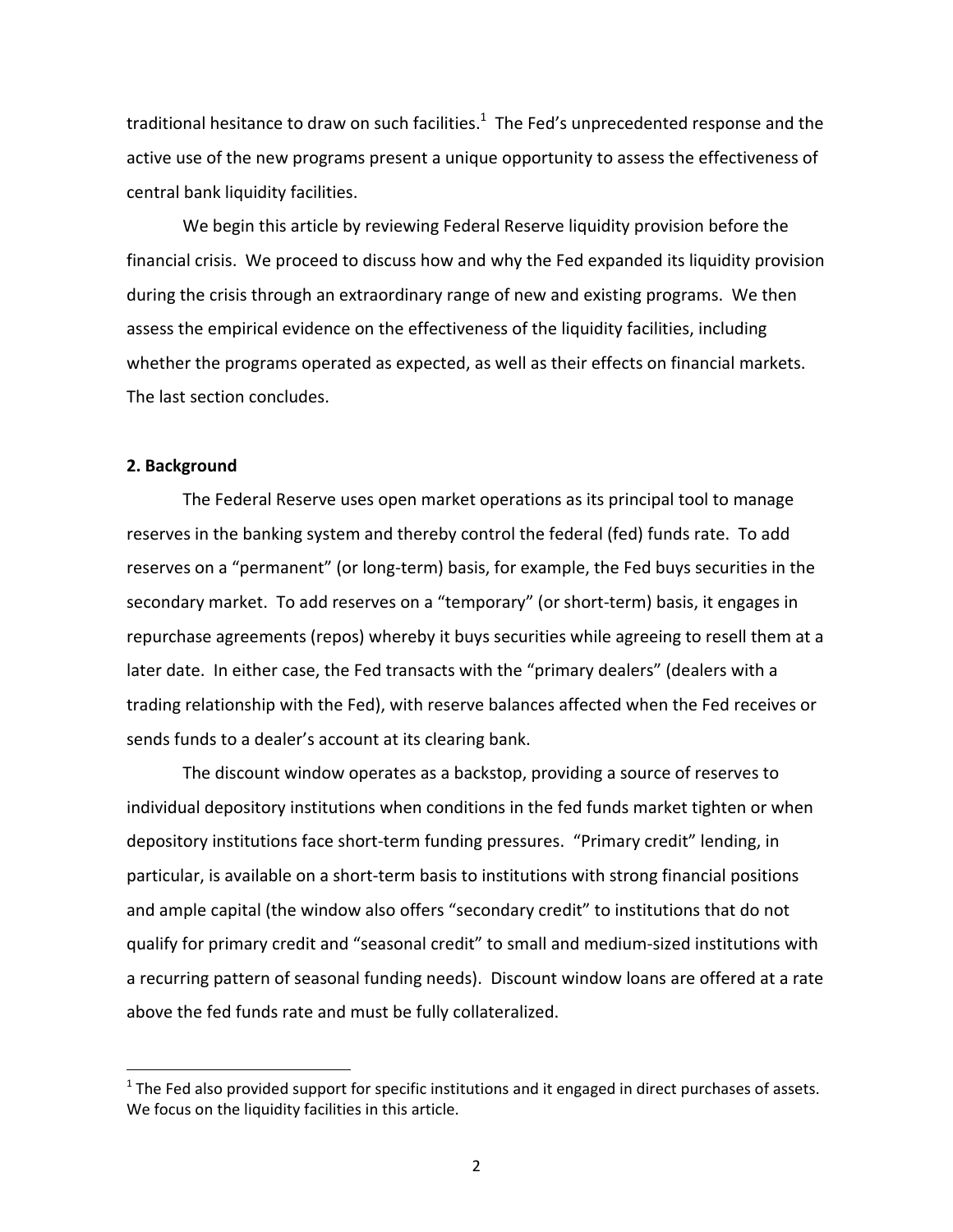traditional hesitance to draw on such facilities.[1] The Fed's unprecedented response and the active use of the new programs present a unique opportunity to assess the effectiveness of central bank liquidity facilities.

We begin this article by reviewing Federal Reserve liquidity provision before the financial crisis. We proceed to discuss how and why the Fed expanded its liquidity provision during the crisis through an extraordinary range of new and existing programs. We then assess the empirical evidence on the effectiveness of the liquidity facilities, including whether the programs operated as expected, as well as their effects on financial markets. The last section concludes.

## 2. Background

The Federal Reserve uses open market operations as its principal tool to manage reserves in the banking system and thereby control the federal (fed) funds rate. To add reserves on a "permanent" (or long-term) basis, for example, the Fed buys securities in the secondary market. To add reserves on a "temporary" (or short-term) basis, it engages in repurchase agreements (repos) whereby it buys securities while agreeing to resell them at a later date. In either case, the Fed transacts with the "primary dealers" (dealers with a trading relationship with the Fed), with reserve balances affected when the Fed receives or sends funds to a dealer's account at its clearing bank.

The discount window operates as a backstop, providing a source of reserves to individual depository institutions when conditions in the fed funds market tighten or when depository institutions face short-term funding pressures. "Primary credit" lending, in particular, is available on a short-term basis to institutions with strong financial positions and ample capital (the window also offers "secondary credit" to institutions that do not qualify for primary credit and "seasonal credit" to small and medium-sized institutions with a recurring pattern of seasonal funding needs). Discount window loans are offered at a rate above the fed funds rate and must be fully collateralized.

---

[1] The Fed also provided support for specific institutions and it engaged in direct purchases of assets. We focus on the liquidity facilities in this article.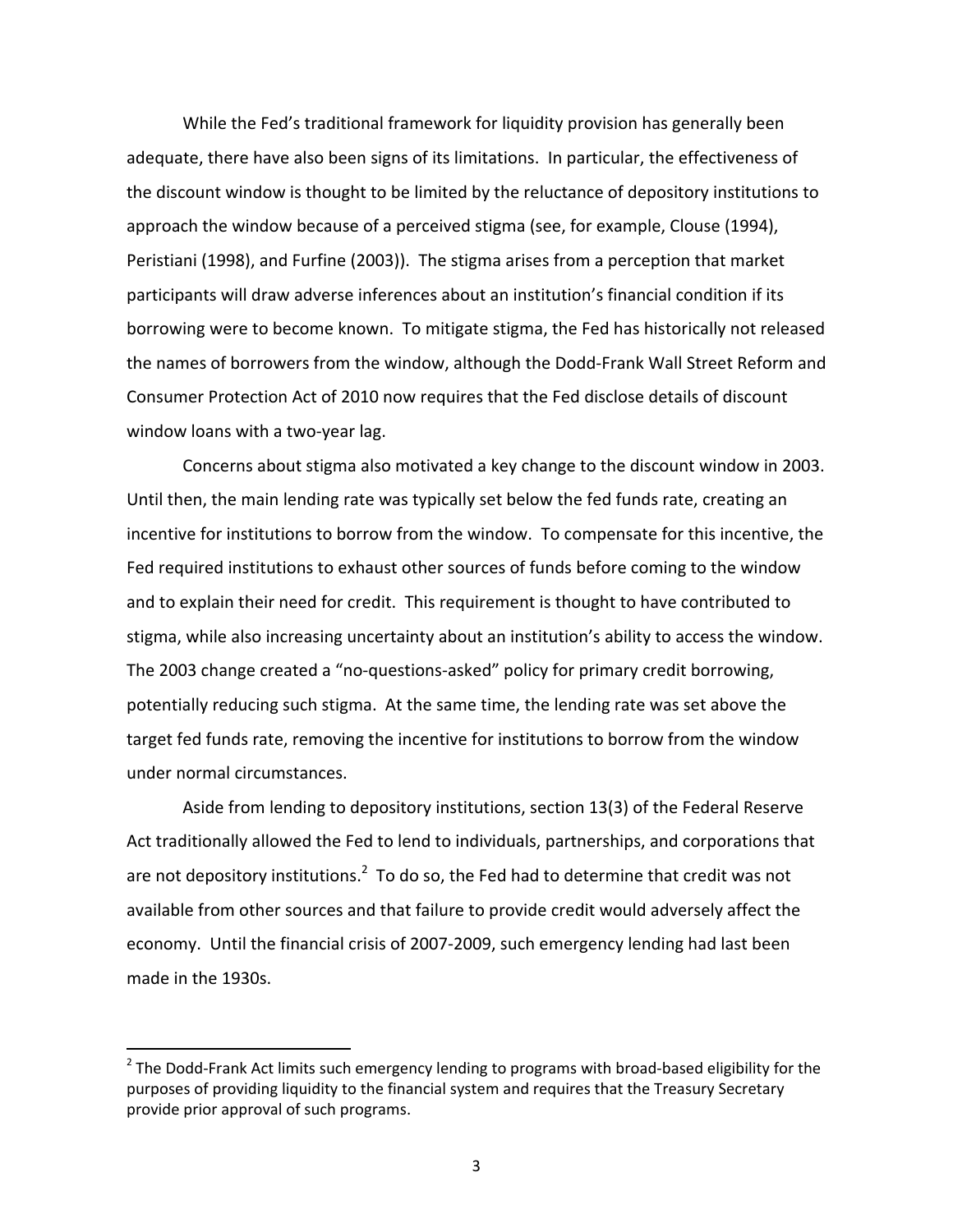While the Fed's traditional framework for liquidity provision has generally been adequate, there have also been signs of its limitations. In particular, the effectiveness of the discount window is thought to be limited by the reluctance of depository institutions to approach the window because of a perceived stigma (see, for example, Clouse (1994), Peristiani (1998), and Furfine (2003)). The stigma arises from a perception that market participants will draw adverse inferences about an institution's financial condition if its borrowing were to become known. To mitigate stigma, the Fed has historically not released the names of borrowers from the window, although the Dodd-Frank Wall Street Reform and Consumer Protection Act of 2010 now requires that the Fed disclose details of discount window loans with a two-year lag.

Concerns about stigma also motivated a key change to the discount window in 2003. Until then, the main lending rate was typically set below the fed funds rate, creating an incentive for institutions to borrow from the window. To compensate for this incentive, the Fed required institutions to exhaust other sources of funds before coming to the window and to explain their need for credit. This requirement is thought to have contributed to stigma, while also increasing uncertainty about an institution's ability to access the window. The 2003 change created a "no-questions-asked" policy for primary credit borrowing, potentially reducing such stigma. At the same time, the lending rate was set above the target fed funds rate, removing the incentive for institutions to borrow from the window under normal circumstances.

Aside from lending to depository institutions, section 13(3) of the Federal Reserve Act traditionally allowed the Fed to lend to individuals, partnerships, and corporations that are not depository institutions.[2] To do so, the Fed had to determine that credit was not available from other sources and that failure to provide credit would adversely affect the economy. Until the financial crisis of 2007-2009, such emergency lending had last been made in the 1930s.

[2] The Dodd-Frank Act limits such emergency lending to programs with broad-based eligibility for the purposes of providing liquidity to the financial system and requires that the Treasury Secretary provide prior approval of such programs.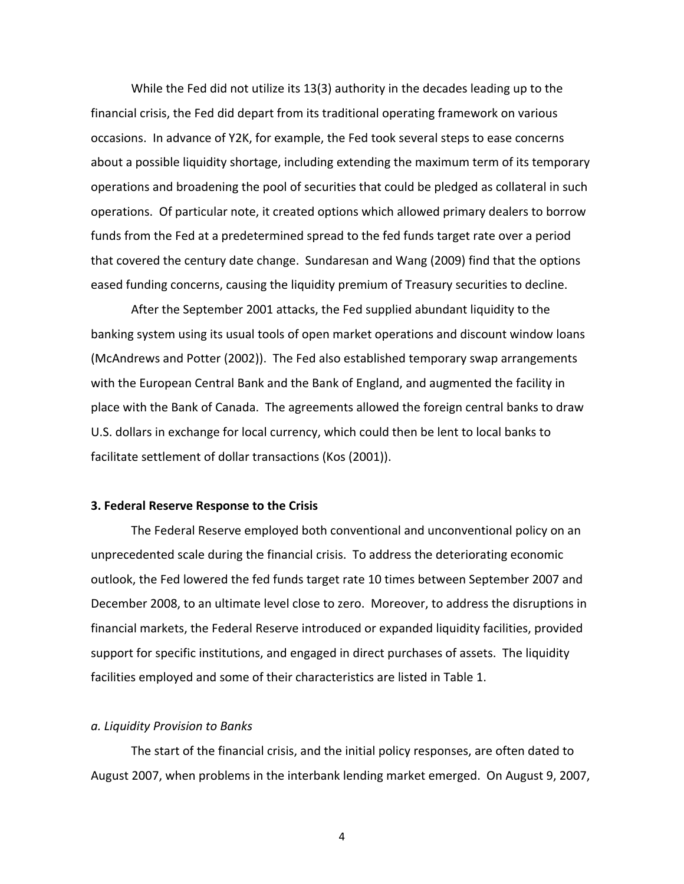While the Fed did not utilize its 13(3) authority in the decades leading up to the financial crisis, the Fed did depart from its traditional operating framework on various occasions. In advance of Y2K, for example, the Fed took several steps to ease concerns about a possible liquidity shortage, including extending the maximum term of its temporary operations and broadening the pool of securities that could be pledged as collateral in such operations. Of particular note, it created options which allowed primary dealers to borrow funds from the Fed at a predetermined spread to the fed funds target rate over a period that covered the century date change. Sundaresan and Wang (2009) find that the options eased funding concerns, causing the liquidity premium of Treasury securities to decline.

After the September 2001 attacks, the Fed supplied abundant liquidity to the banking system using its usual tools of open market operations and discount window loans (McAndrews and Potter (2002)). The Fed also established temporary swap arrangements with the European Central Bank and the Bank of England, and augmented the facility in place with the Bank of Canada. The agreements allowed the foreign central banks to draw U.S. dollars in exchange for local currency, which could then be lent to local banks to facilitate settlement of dollar transactions (Kos (2001)).

### 3. Federal Reserve Response to the Crisis

The Federal Reserve employed both conventional and unconventional policy on an unprecedented scale during the financial crisis. To address the deteriorating economic outlook, the Fed lowered the fed funds target rate 10 times between September 2007 and December 2008, to an ultimate level close to zero. Moreover, to address the disruptions in financial markets, the Federal Reserve introduced or expanded liquidity facilities, provided support for specific institutions, and engaged in direct purchases of assets. The liquidity facilities employed and some of their characteristics are listed in Table 1.

#### *a. Liquidity Provision to Banks*

The start of the financial crisis, and the initial policy responses, are often dated to August 2007, when problems in the interbank lending market emerged. On August 9, 2007,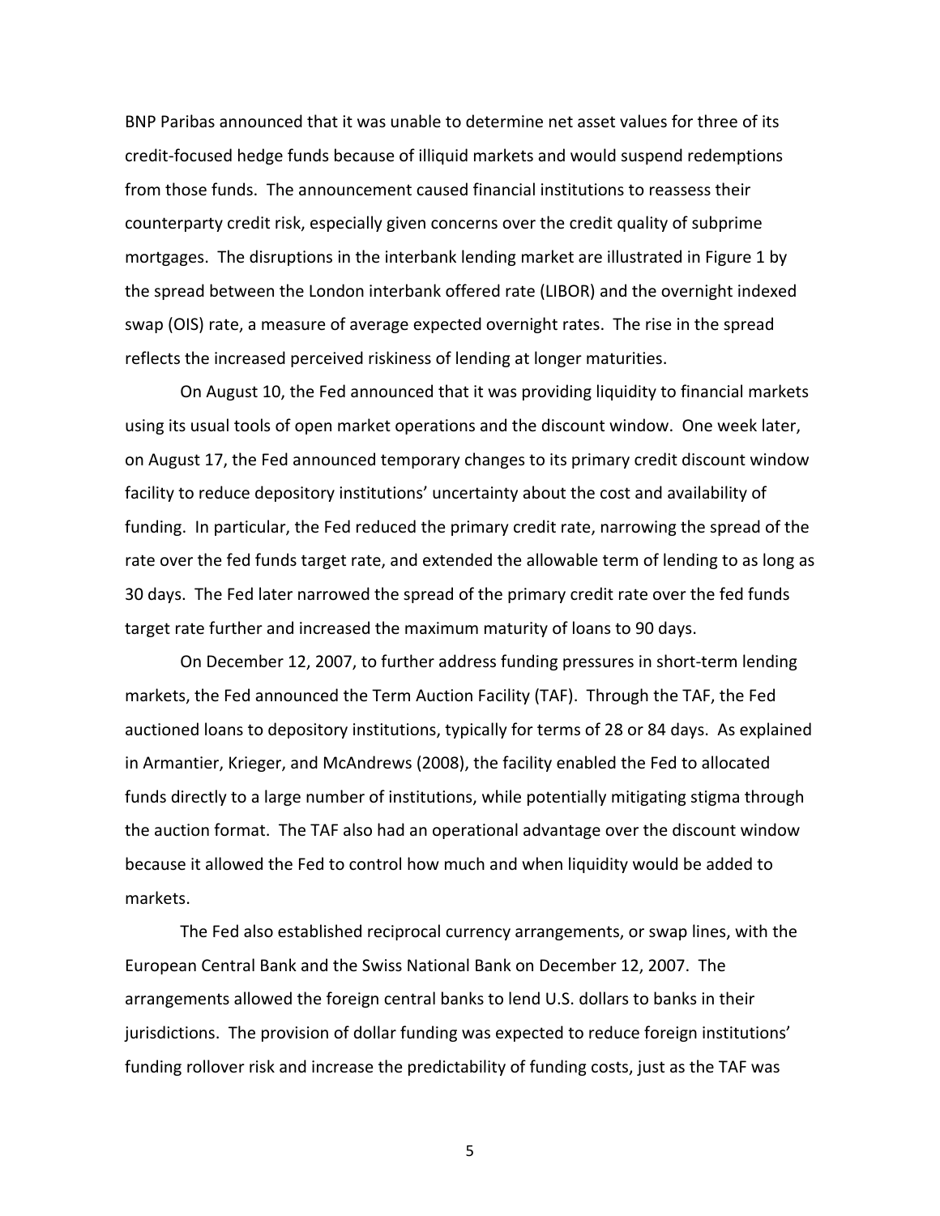BNP Paribas announced that it was unable to determine net asset values for three of its credit-focused hedge funds because of illiquid markets and would suspend redemptions from those funds. The announcement caused financial institutions to reassess their counterparty credit risk, especially given concerns over the credit quality of subprime mortgages. The disruptions in the interbank lending market are illustrated in Figure 1 by the spread between the London interbank offered rate (LIBOR) and the overnight indexed swap (OIS) rate, a measure of average expected overnight rates. The rise in the spread reflects the increased perceived riskiness of lending at longer maturities.

On August 10, the Fed announced that it was providing liquidity to financial markets using its usual tools of open market operations and the discount window. One week later, on August 17, the Fed announced temporary changes to its primary credit discount window facility to reduce depository institutions' uncertainty about the cost and availability of funding. In particular, the Fed reduced the primary credit rate, narrowing the spread of the rate over the fed funds target rate, and extended the allowable term of lending to as long as 30 days. The Fed later narrowed the spread of the primary credit rate over the fed funds target rate further and increased the maximum maturity of loans to 90 days.

On December 12, 2007, to further address funding pressures in short-term lending markets, the Fed announced the Term Auction Facility (TAF). Through the TAF, the Fed auctioned loans to depository institutions, typically for terms of 28 or 84 days. As explained in Armantier, Krieger, and McAndrews (2008), the facility enabled the Fed to allocated funds directly to a large number of institutions, while potentially mitigating stigma through the auction format. The TAF also had an operational advantage over the discount window because it allowed the Fed to control how much and when liquidity would be added to markets.

The Fed also established reciprocal currency arrangements, or swap lines, with the European Central Bank and the Swiss National Bank on December 12, 2007. The arrangements allowed the foreign central banks to lend U.S. dollars to banks in their jurisdictions. The provision of dollar funding was expected to reduce foreign institutions' funding rollover risk and increase the predictability of funding costs, just as the TAF was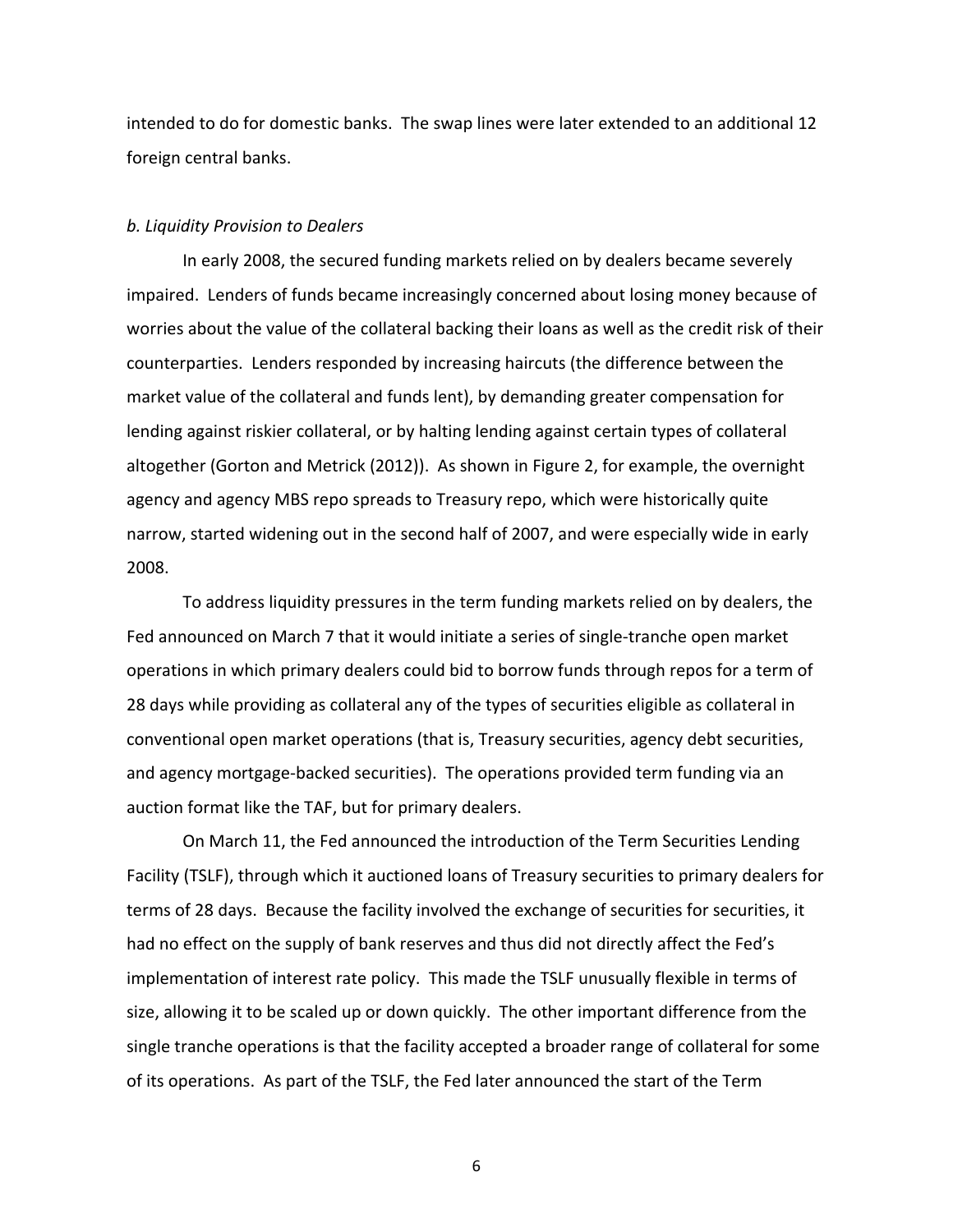intended to do for domestic banks. The swap lines were later extended to an additional 12 foreign central banks.

### *b. Liquidity Provision to Dealers*

In early 2008, the secured funding markets relied on by dealers became severely impaired. Lenders of funds became increasingly concerned about losing money because of worries about the value of the collateral backing their loans as well as the credit risk of their counterparties. Lenders responded by increasing haircuts (the difference between the market value of the collateral and funds lent), by demanding greater compensation for lending against riskier collateral, or by halting lending against certain types of collateral altogether (Gorton and Metrick (2012)). As shown in Figure 2, for example, the overnight agency and agency MBS repo spreads to Treasury repo, which were historically quite narrow, started widening out in the second half of 2007, and were especially wide in early 2008.

To address liquidity pressures in the term funding markets relied on by dealers, the Fed announced on March 7 that it would initiate a series of single-tranche open market operations in which primary dealers could bid to borrow funds through repos for a term of 28 days while providing as collateral any of the types of securities eligible as collateral in conventional open market operations (that is, Treasury securities, agency debt securities, and agency mortgage-backed securities). The operations provided term funding via an auction format like the TAF, but for primary dealers.

On March 11, the Fed announced the introduction of the Term Securities Lending Facility (TSLF), through which it auctioned loans of Treasury securities to primary dealers for terms of 28 days. Because the facility involved the exchange of securities for securities, it had no effect on the supply of bank reserves and thus did not directly affect the Fed's implementation of interest rate policy. This made the TSLF unusually flexible in terms of size, allowing it to be scaled up or down quickly. The other important difference from the single tranche operations is that the facility accepted a broader range of collateral for some of its operations. As part of the TSLF, the Fed later announced the start of the Term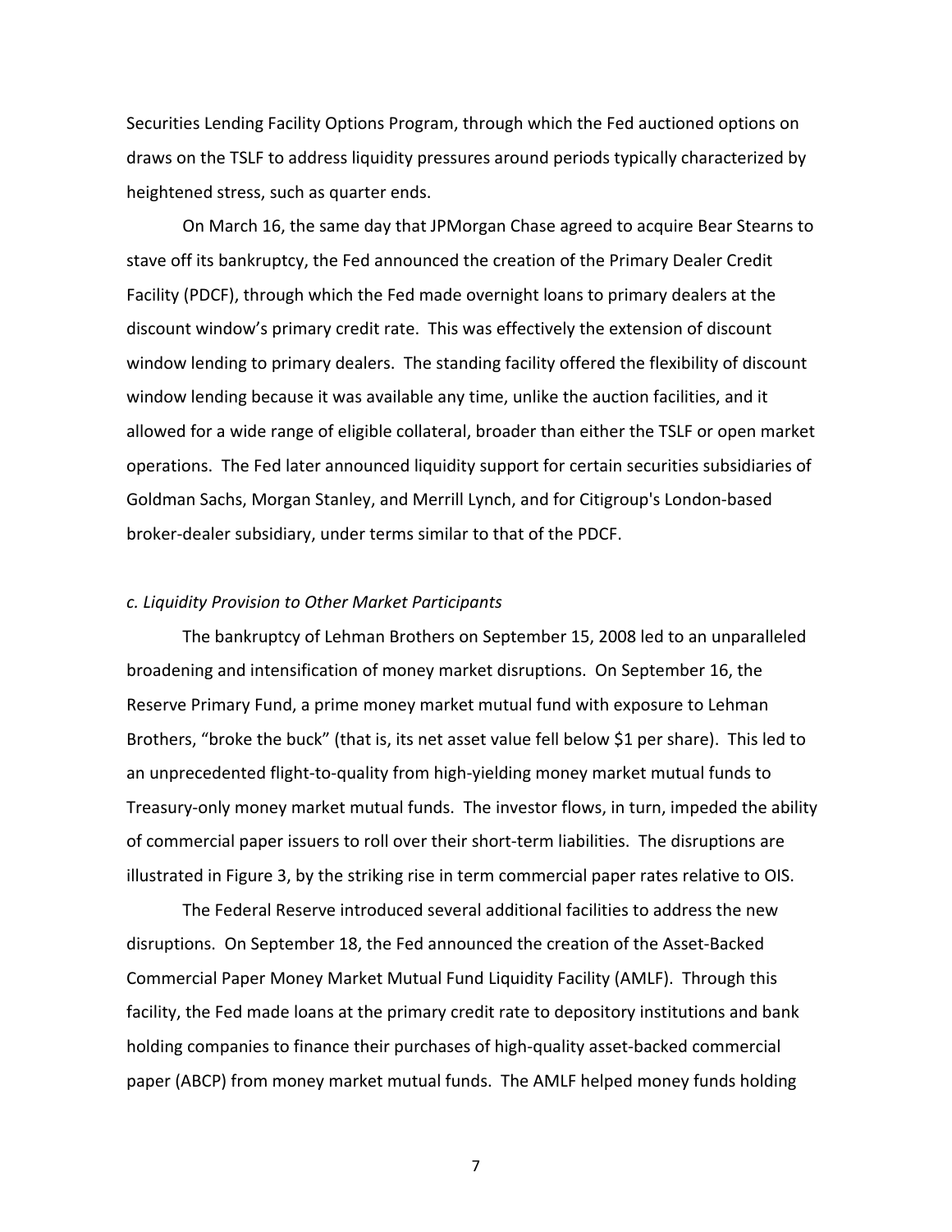Securities Lending Facility Options Program, through which the Fed auctioned options on draws on the TSLF to address liquidity pressures around periods typically characterized by heightened stress, such as quarter ends.

On March 16, the same day that JPMorgan Chase agreed to acquire Bear Stearns to stave off its bankruptcy, the Fed announced the creation of the Primary Dealer Credit Facility (PDCF), through which the Fed made overnight loans to primary dealers at the discount window's primary credit rate. This was effectively the extension of discount window lending to primary dealers. The standing facility offered the flexibility of discount window lending because it was available any time, unlike the auction facilities, and it allowed for a wide range of eligible collateral, broader than either the TSLF or open market operations. The Fed later announced liquidity support for certain securities subsidiaries of Goldman Sachs, Morgan Stanley, and Merrill Lynch, and for Citigroup's London-based broker-dealer subsidiary, under terms similar to that of the PDCF.

*c. Liquidity Provision to Other Market Participants*

The bankruptcy of Lehman Brothers on September 15, 2008 led to an unparalleled broadening and intensification of money market disruptions. On September 16, the Reserve Primary Fund, a prime money market mutual fund with exposure to Lehman Brothers, "broke the buck" (that is, its net asset value fell below $1 per share). This led to an unprecedented flight-to-quality from high-yielding money market mutual funds to Treasury-only money market mutual funds. The investor flows, in turn, impeded the ability of commercial paper issuers to roll over their short-term liabilities. The disruptions are illustrated in Figure 3, by the striking rise in term commercial paper rates relative to OIS.

The Federal Reserve introduced several additional facilities to address the new disruptions. On September 18, the Fed announced the creation of the Asset-Backed Commercial Paper Money Market Mutual Fund Liquidity Facility (AMLF). Through this facility, the Fed made loans at the primary credit rate to depository institutions and bank holding companies to finance their purchases of high-quality asset-backed commercial paper (ABCP) from money market mutual funds. The AMLF helped money funds holding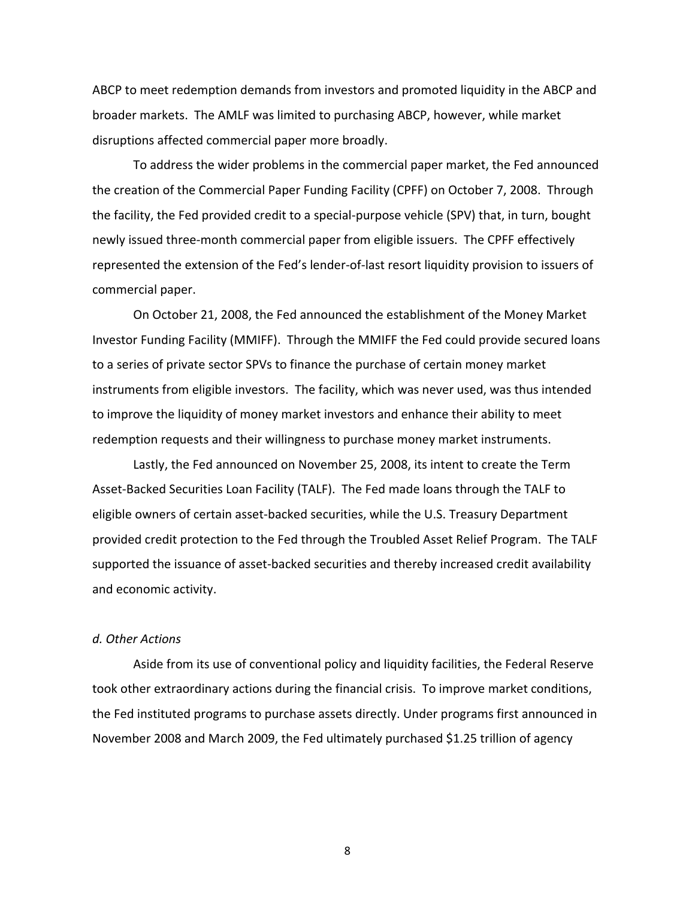ABCP to meet redemption demands from investors and promoted liquidity in the ABCP and broader markets. The AMLF was limited to purchasing ABCP, however, while market disruptions affected commercial paper more broadly.

To address the wider problems in the commercial paper market, the Fed announced the creation of the Commercial Paper Funding Facility (CPFF) on October 7, 2008. Through the facility, the Fed provided credit to a special-purpose vehicle (SPV) that, in turn, bought newly issued three-month commercial paper from eligible issuers. The CPFF effectively represented the extension of the Fed's lender-of-last resort liquidity provision to issuers of commercial paper.

On October 21, 2008, the Fed announced the establishment of the Money Market Investor Funding Facility (MMIFF). Through the MMIFF the Fed could provide secured loans to a series of private sector SPVs to finance the purchase of certain money market instruments from eligible investors. The facility, which was never used, was thus intended to improve the liquidity of money market investors and enhance their ability to meet redemption requests and their willingness to purchase money market instruments.

Lastly, the Fed announced on November 25, 2008, its intent to create the Term Asset-Backed Securities Loan Facility (TALF). The Fed made loans through the TALF to eligible owners of certain asset-backed securities, while the U.S. Treasury Department provided credit protection to the Fed through the Troubled Asset Relief Program. The TALF supported the issuance of asset-backed securities and thereby increased credit availability and economic activity.

*d. Other Actions*

Aside from its use of conventional policy and liquidity facilities, the Federal Reserve took other extraordinary actions during the financial crisis. To improve market conditions, the Fed instituted programs to purchase assets directly. Under programs first announced in November 2008 and March 2009, the Fed ultimately purchased $1.25 trillion of agency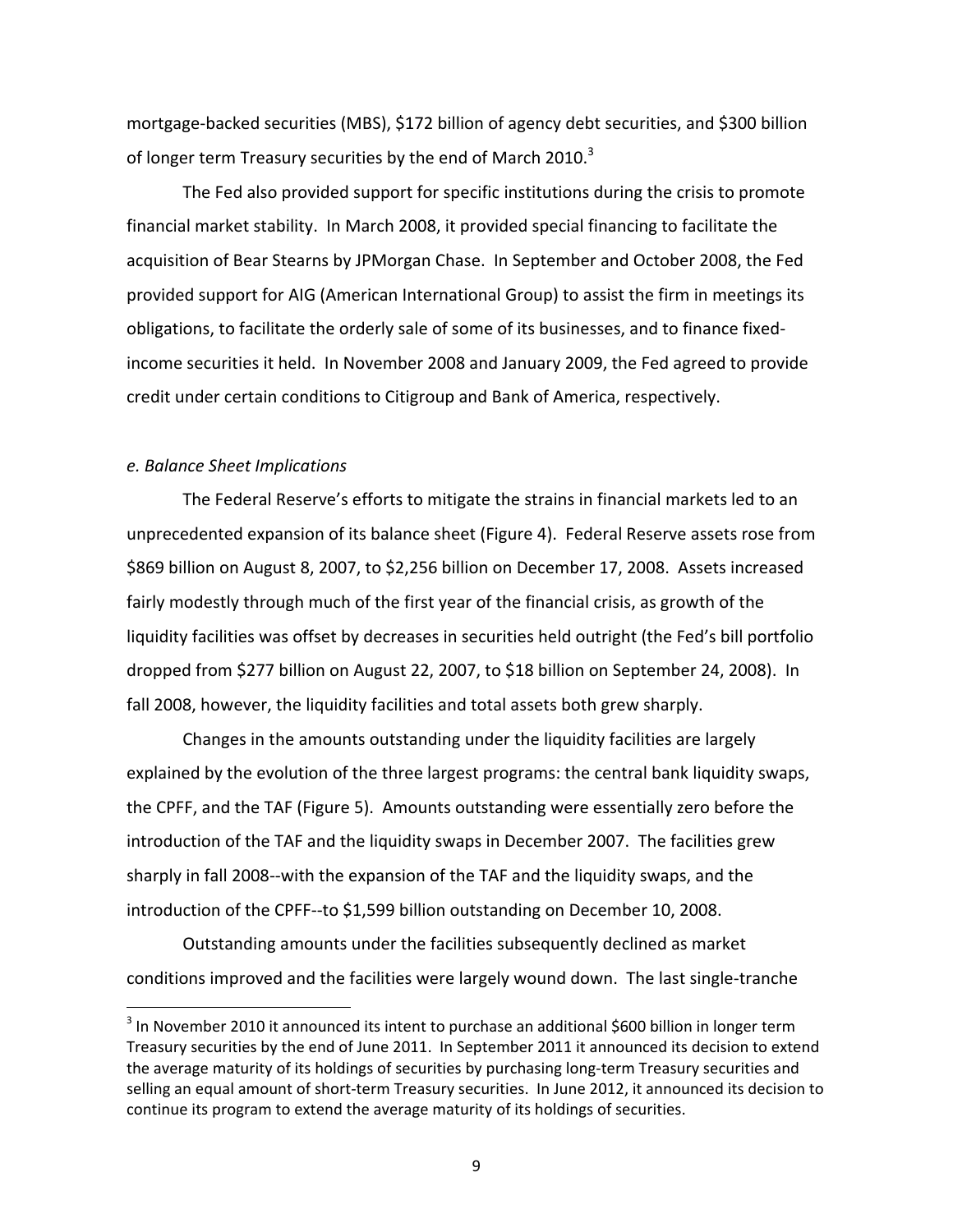mortgage-backed securities (MBS), $172 billion of agency debt securities, and $300 billion of longer term Treasury securities by the end of March 2010.[3]

The Fed also provided support for specific institutions during the crisis to promote financial market stability. In March 2008, it provided special financing to facilitate the acquisition of Bear Stearns by JPMorgan Chase. In September and October 2008, the Fed provided support for AIG (American International Group) to assist the firm in meetings its obligations, to facilitate the orderly sale of some of its businesses, and to finance fixed-income securities it held. In November 2008 and January 2009, the Fed agreed to provide credit under certain conditions to Citigroup and Bank of America, respectively.

*e. Balance Sheet Implications*

The Federal Reserve's efforts to mitigate the strains in financial markets led to an unprecedented expansion of its balance sheet (Figure 4). Federal Reserve assets rose from $869 billion on August 8, 2007, to $2,256 billion on December 17, 2008. Assets increased fairly modestly through much of the first year of the financial crisis, as growth of the liquidity facilities was offset by decreases in securities held outright (the Fed's bill portfolio dropped from $277 billion on August 22, 2007, to $18 billion on September 24, 2008). In fall 2008, however, the liquidity facilities and total assets both grew sharply.

Changes in the amounts outstanding under the liquidity facilities are largely explained by the evolution of the three largest programs: the central bank liquidity swaps, the CPFF, and the TAF (Figure 5). Amounts outstanding were essentially zero before the introduction of the TAF and the liquidity swaps in December 2007. The facilities grew sharply in fall 2008--with the expansion of the TAF and the liquidity swaps, and the introduction of the CPFF--to $1,599 billion outstanding on December 10, 2008.

Outstanding amounts under the facilities subsequently declined as market conditions improved and the facilities were largely wound down. The last single-tranche

[3] In November 2010 it announced its intent to purchase an additional $600 billion in longer term Treasury securities by the end of June 2011. In September 2011 it announced its decision to extend the average maturity of its holdings of securities by purchasing long-term Treasury securities and selling an equal amount of short-term Treasury securities. In June 2012, it announced its decision to continue its program to extend the average maturity of its holdings of securities.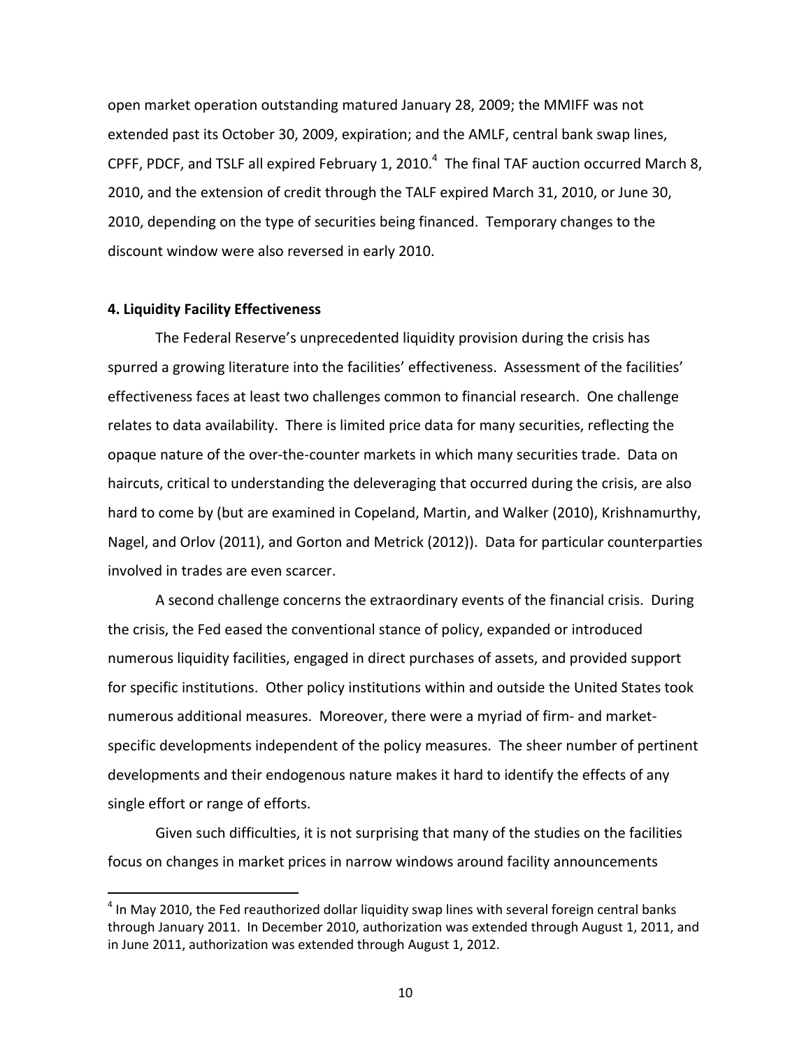open market operation outstanding matured January 28, 2009; the MMIFF was not extended past its October 30, 2009, expiration; and the AMLF, central bank swap lines, CPFF, PDCF, and TSLF all expired February 1, 2010.[4] The final TAF auction occurred March 8, 2010, and the extension of credit through the TALF expired March 31, 2010, or June 30, 2010, depending on the type of securities being financed. Temporary changes to the discount window were also reversed in early 2010.

## 4. Liquidity Facility Effectiveness

The Federal Reserve's unprecedented liquidity provision during the crisis has spurred a growing literature into the facilities' effectiveness. Assessment of the facilities' effectiveness faces at least two challenges common to financial research. One challenge relates to data availability. There is limited price data for many securities, reflecting the opaque nature of the over-the-counter markets in which many securities trade. Data on haircuts, critical to understanding the deleveraging that occurred during the crisis, are also hard to come by (but are examined in Copeland, Martin, and Walker (2010), Krishnamurthy, Nagel, and Orlov (2011), and Gorton and Metrick (2012)). Data for particular counterparties involved in trades are even scarcer.

A second challenge concerns the extraordinary events of the financial crisis. During the crisis, the Fed eased the conventional stance of policy, expanded or introduced numerous liquidity facilities, engaged in direct purchases of assets, and provided support for specific institutions. Other policy institutions within and outside the United States took numerous additional measures. Moreover, there were a myriad of firm- and market-specific developments independent of the policy measures. The sheer number of pertinent developments and their endogenous nature makes it hard to identify the effects of any single effort or range of efforts.

Given such difficulties, it is not surprising that many of the studies on the facilities focus on changes in market prices in narrow windows around facility announcements

[4] In May 2010, the Fed reauthorized dollar liquidity swap lines with several foreign central banks through January 2011. In December 2010, authorization was extended through August 1, 2011, and in June 2011, authorization was extended through August 1, 2012.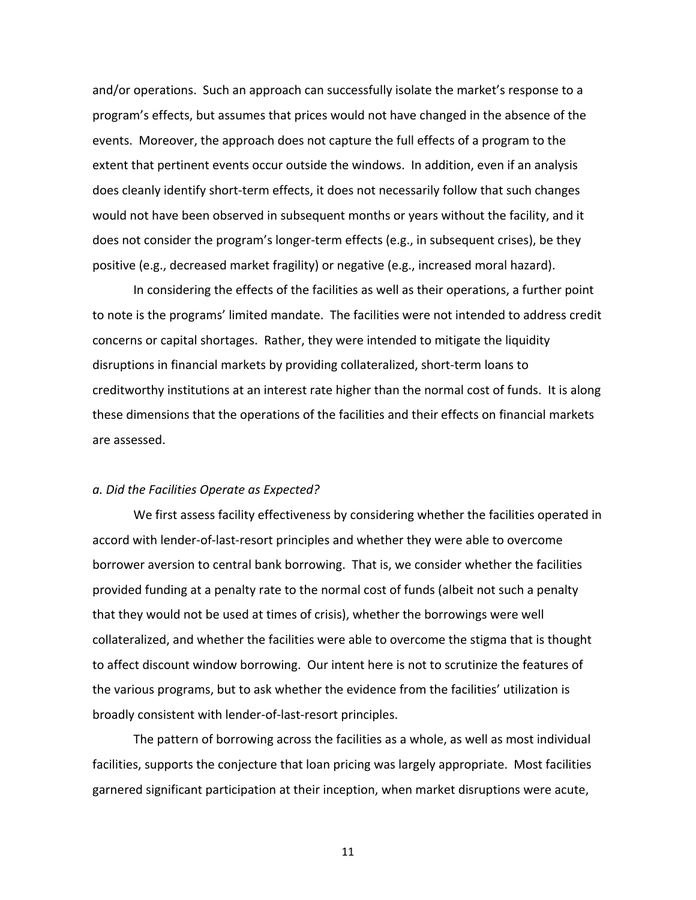and/or operations. Such an approach can successfully isolate the market's response to a program's effects, but assumes that prices would not have changed in the absence of the events. Moreover, the approach does not capture the full effects of a program to the extent that pertinent events occur outside the windows. In addition, even if an analysis does cleanly identify short-term effects, it does not necessarily follow that such changes would not have been observed in subsequent months or years without the facility, and it does not consider the program's longer-term effects (e.g., in subsequent crises), be they positive (e.g., decreased market fragility) or negative (e.g., increased moral hazard).

In considering the effects of the facilities as well as their operations, a further point to note is the programs' limited mandate. The facilities were not intended to address credit concerns or capital shortages. Rather, they were intended to mitigate the liquidity disruptions in financial markets by providing collateralized, short-term loans to creditworthy institutions at an interest rate higher than the normal cost of funds. It is along these dimensions that the operations of the facilities and their effects on financial markets are assessed.

*a. Did the Facilities Operate as Expected?*

We first assess facility effectiveness by considering whether the facilities operated in accord with lender-of-last-resort principles and whether they were able to overcome borrower aversion to central bank borrowing. That is, we consider whether the facilities provided funding at a penalty rate to the normal cost of funds (albeit not such a penalty that they would not be used at times of crisis), whether the borrowings were well collateralized, and whether the facilities were able to overcome the stigma that is thought to affect discount window borrowing. Our intent here is not to scrutinize the features of the various programs, but to ask whether the evidence from the facilities' utilization is broadly consistent with lender-of-last-resort principles.

The pattern of borrowing across the facilities as a whole, as well as most individual facilities, supports the conjecture that loan pricing was largely appropriate. Most facilities garnered significant participation at their inception, when market disruptions were acute,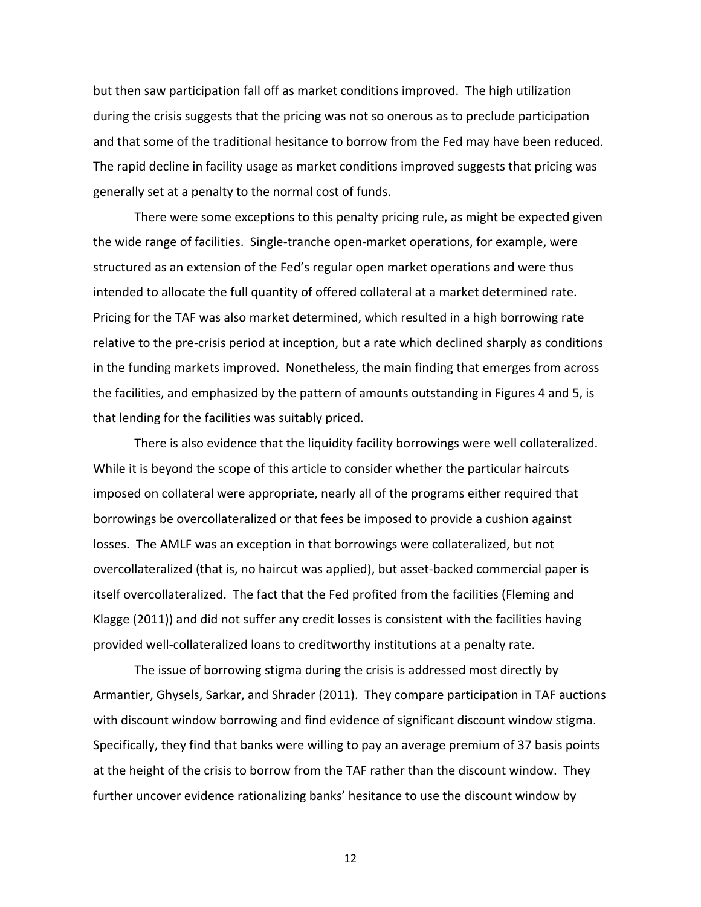but then saw participation fall off as market conditions improved. The high utilization during the crisis suggests that the pricing was not so onerous as to preclude participation and that some of the traditional hesitance to borrow from the Fed may have been reduced. The rapid decline in facility usage as market conditions improved suggests that pricing was generally set at a penalty to the normal cost of funds.

There were some exceptions to this penalty pricing rule, as might be expected given the wide range of facilities. Single-tranche open-market operations, for example, were structured as an extension of the Fed's regular open market operations and were thus intended to allocate the full quantity of offered collateral at a market determined rate. Pricing for the TAF was also market determined, which resulted in a high borrowing rate relative to the pre-crisis period at inception, but a rate which declined sharply as conditions in the funding markets improved. Nonetheless, the main finding that emerges from across the facilities, and emphasized by the pattern of amounts outstanding in Figures 4 and 5, is that lending for the facilities was suitably priced.

There is also evidence that the liquidity facility borrowings were well collateralized. While it is beyond the scope of this article to consider whether the particular haircuts imposed on collateral were appropriate, nearly all of the programs either required that borrowings be overcollateralized or that fees be imposed to provide a cushion against losses. The AMLF was an exception in that borrowings were collateralized, but not overcollateralized (that is, no haircut was applied), but asset-backed commercial paper is itself overcollateralized. The fact that the Fed profited from the facilities (Fleming and Klagge (2011)) and did not suffer any credit losses is consistent with the facilities having provided well-collateralized loans to creditworthy institutions at a penalty rate.

The issue of borrowing stigma during the crisis is addressed most directly by Armantier, Ghysels, Sarkar, and Shrader (2011). They compare participation in TAF auctions with discount window borrowing and find evidence of significant discount window stigma. Specifically, they find that banks were willing to pay an average premium of 37 basis points at the height of the crisis to borrow from the TAF rather than the discount window. They further uncover evidence rationalizing banks' hesitance to use the discount window by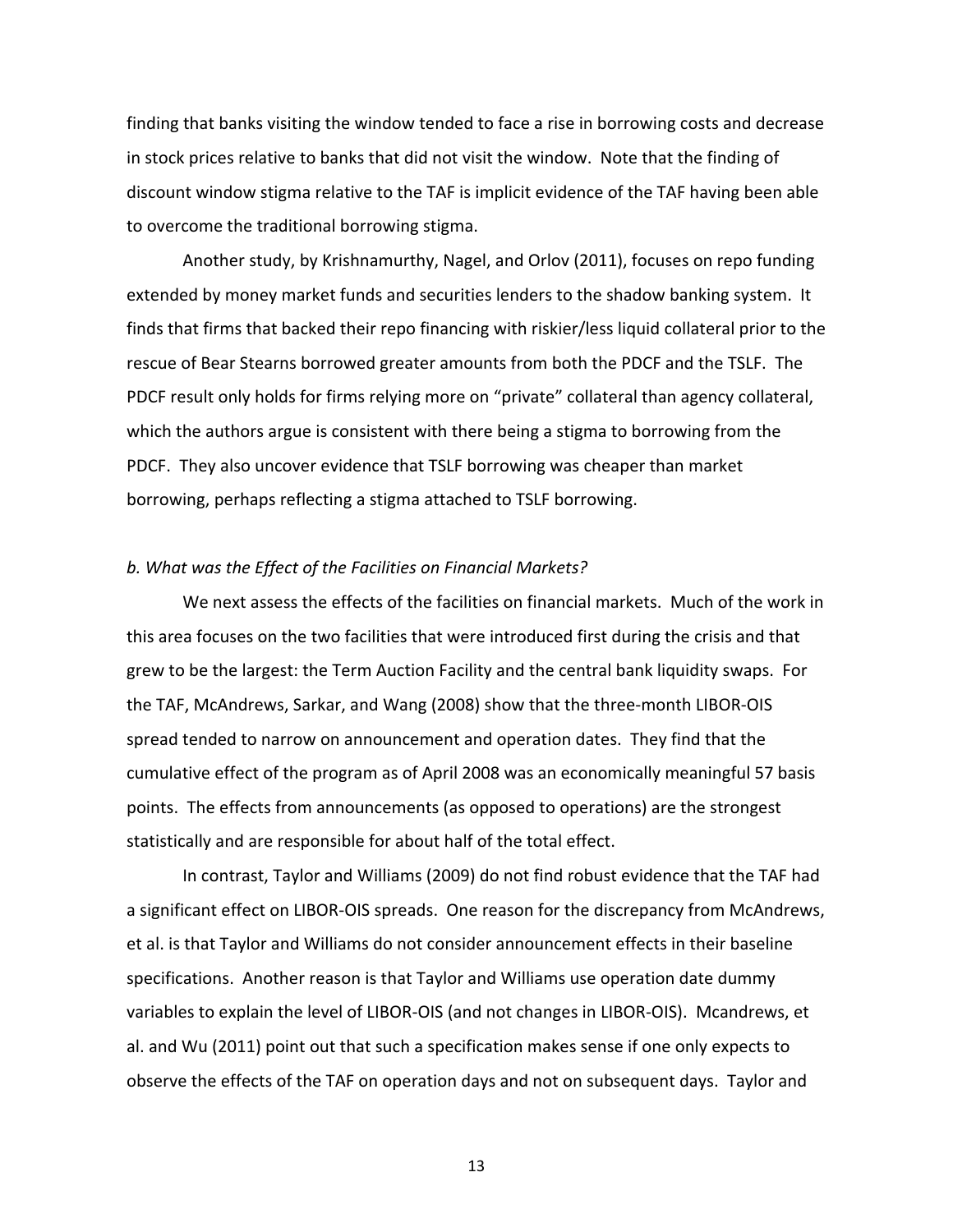finding that banks visiting the window tended to face a rise in borrowing costs and decrease in stock prices relative to banks that did not visit the window. Note that the finding of discount window stigma relative to the TAF is implicit evidence of the TAF having been able to overcome the traditional borrowing stigma.

Another study, by Krishnamurthy, Nagel, and Orlov (2011), focuses on repo funding extended by money market funds and securities lenders to the shadow banking system. It finds that firms that backed their repo financing with riskier/less liquid collateral prior to the rescue of Bear Stearns borrowed greater amounts from both the PDCF and the TSLF. The PDCF result only holds for firms relying more on "private" collateral than agency collateral, which the authors argue is consistent with there being a stigma to borrowing from the PDCF. They also uncover evidence that TSLF borrowing was cheaper than market borrowing, perhaps reflecting a stigma attached to TSLF borrowing.

*b. What was the Effect of the Facilities on Financial Markets?*

We next assess the effects of the facilities on financial markets. Much of the work in this area focuses on the two facilities that were introduced first during the crisis and that grew to be the largest: the Term Auction Facility and the central bank liquidity swaps. For the TAF, McAndrews, Sarkar, and Wang (2008) show that the three-month LIBOR-OIS spread tended to narrow on announcement and operation dates. They find that the cumulative effect of the program as of April 2008 was an economically meaningful 57 basis points. The effects from announcements (as opposed to operations) are the strongest statistically and are responsible for about half of the total effect.

In contrast, Taylor and Williams (2009) do not find robust evidence that the TAF had a significant effect on LIBOR-OIS spreads. One reason for the discrepancy from McAndrews, et al. is that Taylor and Williams do not consider announcement effects in their baseline specifications. Another reason is that Taylor and Williams use operation date dummy variables to explain the level of LIBOR-OIS (and not changes in LIBOR-OIS). Mcandrews, et al. and Wu (2011) point out that such a specification makes sense if one only expects to observe the effects of the TAF on operation days and not on subsequent days. Taylor and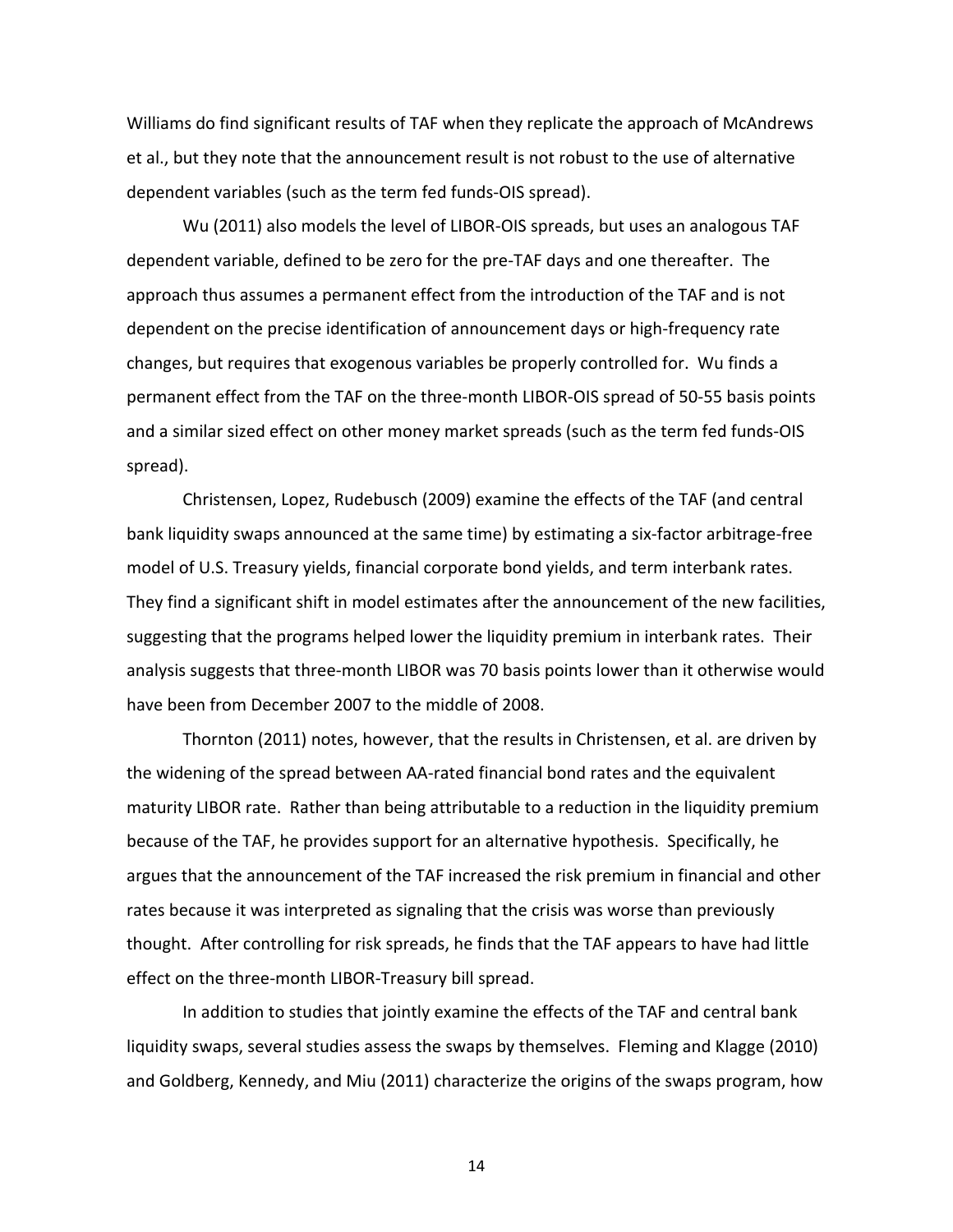Williams do find significant results of TAF when they replicate the approach of McAndrews et al., but they note that the announcement result is not robust to the use of alternative dependent variables (such as the term fed funds-OIS spread).

Wu (2011) also models the level of LIBOR-OIS spreads, but uses an analogous TAF dependent variable, defined to be zero for the pre-TAF days and one thereafter. The approach thus assumes a permanent effect from the introduction of the TAF and is not dependent on the precise identification of announcement days or high-frequency rate changes, but requires that exogenous variables be properly controlled for. Wu finds a permanent effect from the TAF on the three-month LIBOR-OIS spread of 50-55 basis points and a similar sized effect on other money market spreads (such as the term fed funds-OIS spread).

Christensen, Lopez, Rudebusch (2009) examine the effects of the TAF (and central bank liquidity swaps announced at the same time) by estimating a six-factor arbitrage-free model of U.S. Treasury yields, financial corporate bond yields, and term interbank rates. They find a significant shift in model estimates after the announcement of the new facilities, suggesting that the programs helped lower the liquidity premium in interbank rates. Their analysis suggests that three-month LIBOR was 70 basis points lower than it otherwise would have been from December 2007 to the middle of 2008.

Thornton (2011) notes, however, that the results in Christensen, et al. are driven by the widening of the spread between AA-rated financial bond rates and the equivalent maturity LIBOR rate. Rather than being attributable to a reduction in the liquidity premium because of the TAF, he provides support for an alternative hypothesis. Specifically, he argues that the announcement of the TAF increased the risk premium in financial and other rates because it was interpreted as signaling that the crisis was worse than previously thought. After controlling for risk spreads, he finds that the TAF appears to have had little effect on the three-month LIBOR-Treasury bill spread.

In addition to studies that jointly examine the effects of the TAF and central bank liquidity swaps, several studies assess the swaps by themselves. Fleming and Klagge (2010) and Goldberg, Kennedy, and Miu (2011) characterize the origins of the swaps program, how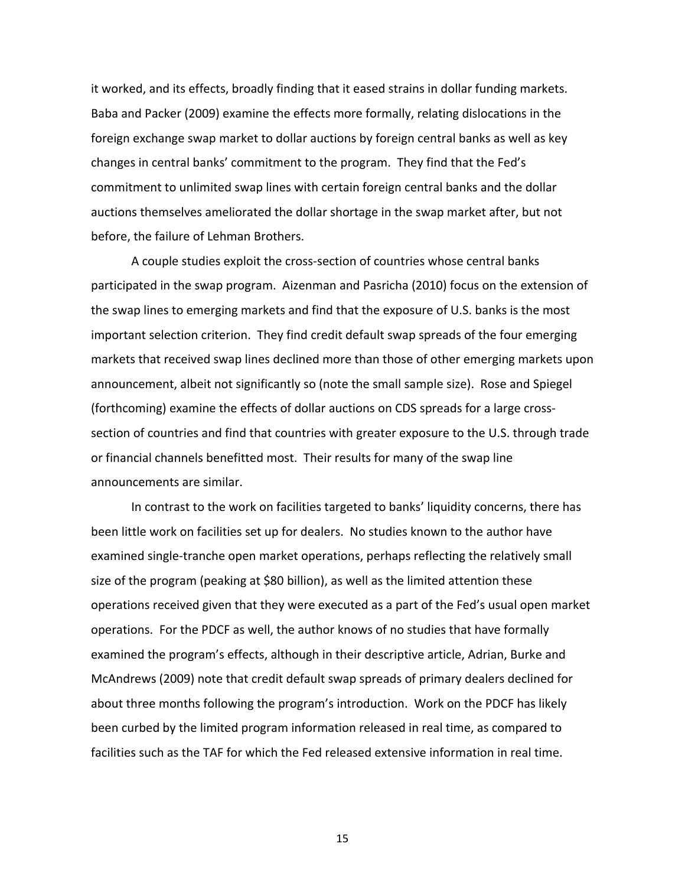it worked, and its effects, broadly finding that it eased strains in dollar funding markets. Baba and Packer (2009) examine the effects more formally, relating dislocations in the foreign exchange swap market to dollar auctions by foreign central banks as well as key changes in central banks' commitment to the program. They find that the Fed's commitment to unlimited swap lines with certain foreign central banks and the dollar auctions themselves ameliorated the dollar shortage in the swap market after, but not before, the failure of Lehman Brothers.

A couple studies exploit the cross-section of countries whose central banks participated in the swap program. Aizenman and Pasricha (2010) focus on the extension of the swap lines to emerging markets and find that the exposure of U.S. banks is the most important selection criterion. They find credit default swap spreads of the four emerging markets that received swap lines declined more than those of other emerging markets upon announcement, albeit not significantly so (note the small sample size). Rose and Spiegel (forthcoming) examine the effects of dollar auctions on CDS spreads for a large cross-section of countries and find that countries with greater exposure to the U.S. through trade or financial channels benefitted most. Their results for many of the swap line announcements are similar.

In contrast to the work on facilities targeted to banks' liquidity concerns, there has been little work on facilities set up for dealers. No studies known to the author have examined single-tranche open market operations, perhaps reflecting the relatively small size of the program (peaking at $80 billion), as well as the limited attention these operations received given that they were executed as a part of the Fed's usual open market operations. For the PDCF as well, the author knows of no studies that have formally examined the program's effects, although in their descriptive article, Adrian, Burke and McAndrews (2009) note that credit default swap spreads of primary dealers declined for about three months following the program's introduction. Work on the PDCF has likely been curbed by the limited program information released in real time, as compared to facilities such as the TAF for which the Fed released extensive information in real time.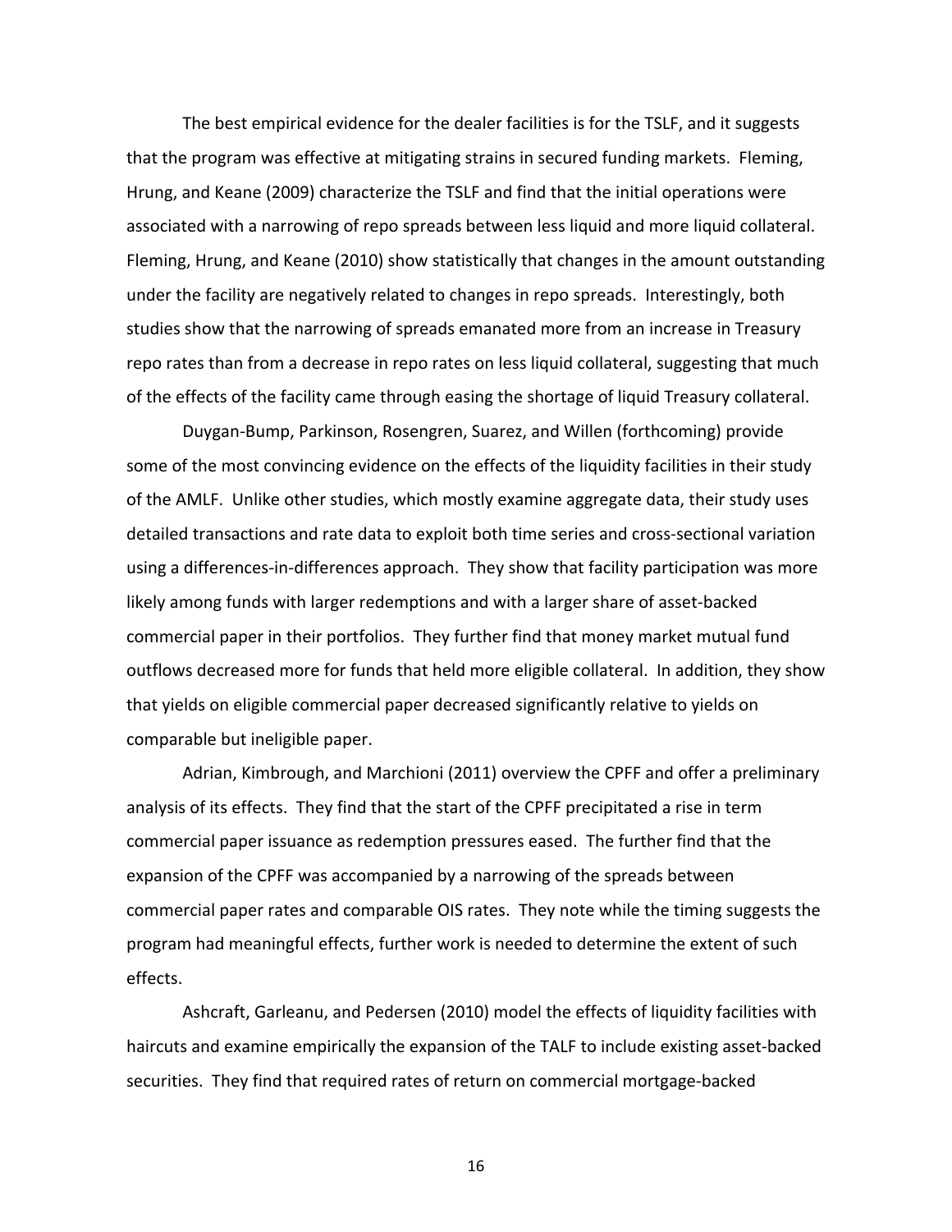The best empirical evidence for the dealer facilities is for the TSLF, and it suggests that the program was effective at mitigating strains in secured funding markets. Fleming, Hrung, and Keane (2009) characterize the TSLF and find that the initial operations were associated with a narrowing of repo spreads between less liquid and more liquid collateral. Fleming, Hrung, and Keane (2010) show statistically that changes in the amount outstanding under the facility are negatively related to changes in repo spreads. Interestingly, both studies show that the narrowing of spreads emanated more from an increase in Treasury repo rates than from a decrease in repo rates on less liquid collateral, suggesting that much of the effects of the facility came through easing the shortage of liquid Treasury collateral.

Duygan-Bump, Parkinson, Rosengren, Suarez, and Willen (forthcoming) provide some of the most convincing evidence on the effects of the liquidity facilities in their study of the AMLF. Unlike other studies, which mostly examine aggregate data, their study uses detailed transactions and rate data to exploit both time series and cross-sectional variation using a differences-in-differences approach. They show that facility participation was more likely among funds with larger redemptions and with a larger share of asset-backed commercial paper in their portfolios. They further find that money market mutual fund outflows decreased more for funds that held more eligible collateral. In addition, they show that yields on eligible commercial paper decreased significantly relative to yields on comparable but ineligible paper.

Adrian, Kimbrough, and Marchioni (2011) overview the CPFF and offer a preliminary analysis of its effects. They find that the start of the CPFF precipitated a rise in term commercial paper issuance as redemption pressures eased. The further find that the expansion of the CPFF was accompanied by a narrowing of the spreads between commercial paper rates and comparable OIS rates. They note while the timing suggests the program had meaningful effects, further work is needed to determine the extent of such effects.

Ashcraft, Garleanu, and Pedersen (2010) model the effects of liquidity facilities with haircuts and examine empirically the expansion of the TALF to include existing asset-backed securities. They find that required rates of return on commercial mortgage-backed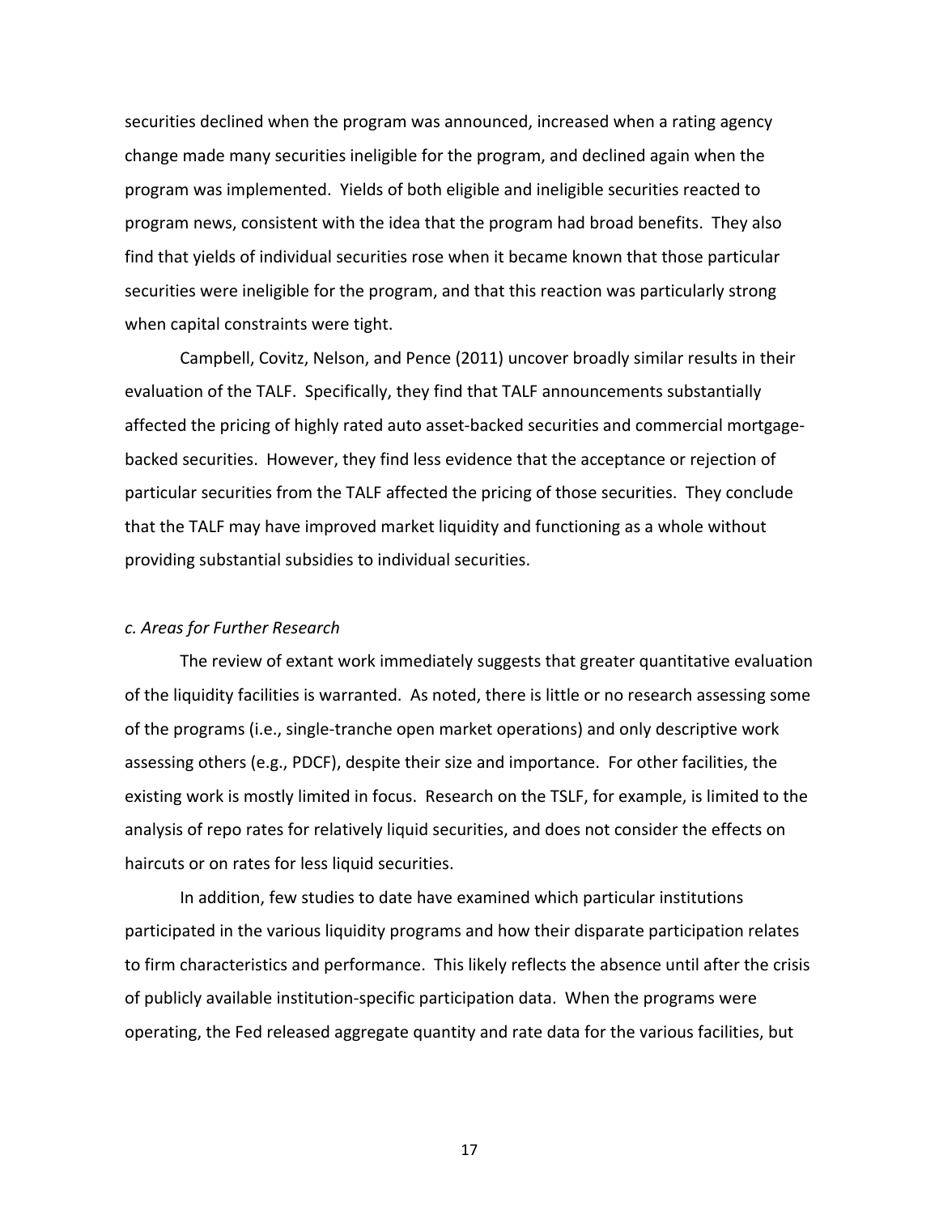securities declined when the program was announced, increased when a rating agency change made many securities ineligible for the program, and declined again when the program was implemented. Yields of both eligible and ineligible securities reacted to program news, consistent with the idea that the program had broad benefits. They also find that yields of individual securities rose when it became known that those particular securities were ineligible for the program, and that this reaction was particularly strong when capital constraints were tight.

Campbell, Covitz, Nelson, and Pence (2011) uncover broadly similar results in their evaluation of the TALF. Specifically, they find that TALF announcements substantially affected the pricing of highly rated auto asset-backed securities and commercial mortgage-backed securities. However, they find less evidence that the acceptance or rejection of particular securities from the TALF affected the pricing of those securities. They conclude that the TALF may have improved market liquidity and functioning as a whole without providing substantial subsidies to individual securities.

### *c. Areas for Further Research*

The review of extant work immediately suggests that greater quantitative evaluation of the liquidity facilities is warranted. As noted, there is little or no research assessing some of the programs (i.e., single-tranche open market operations) and only descriptive work assessing others (e.g., PDCF), despite their size and importance. For other facilities, the existing work is mostly limited in focus. Research on the TSLF, for example, is limited to the analysis of repo rates for relatively liquid securities, and does not consider the effects on haircuts or on rates for less liquid securities.

In addition, few studies to date have examined which particular institutions participated in the various liquidity programs and how their disparate participation relates to firm characteristics and performance. This likely reflects the absence until after the crisis of publicly available institution-specific participation data. When the programs were operating, the Fed released aggregate quantity and rate data for the various facilities, but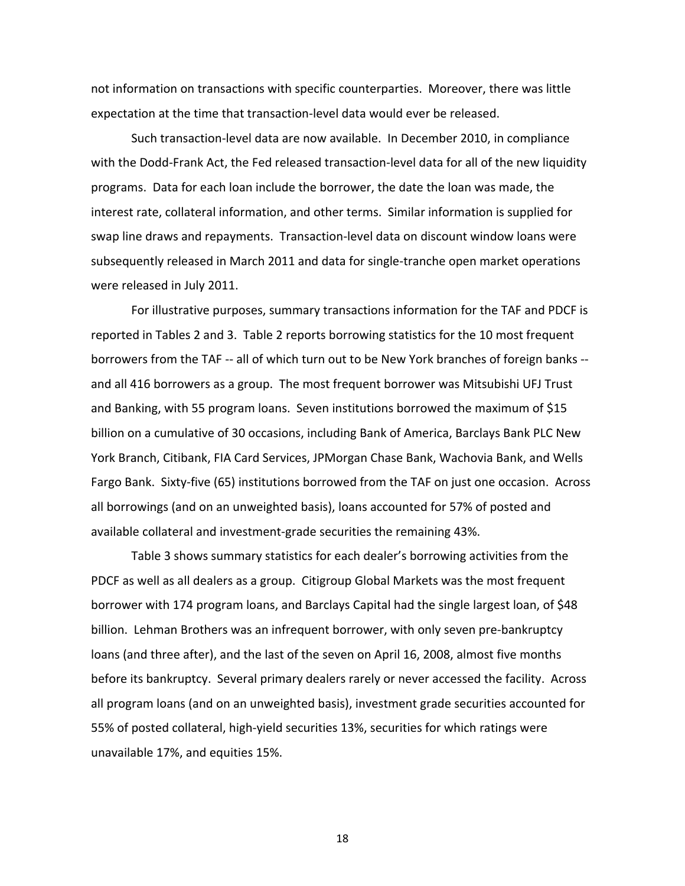not information on transactions with specific counterparties. Moreover, there was little expectation at the time that transaction-level data would ever be released.

Such transaction-level data are now available. In December 2010, in compliance with the Dodd-Frank Act, the Fed released transaction-level data for all of the new liquidity programs. Data for each loan include the borrower, the date the loan was made, the interest rate, collateral information, and other terms. Similar information is supplied for swap line draws and repayments. Transaction-level data on discount window loans were subsequently released in March 2011 and data for single-tranche open market operations were released in July 2011.

For illustrative purposes, summary transactions information for the TAF and PDCF is reported in Tables 2 and 3. Table 2 reports borrowing statistics for the 10 most frequent borrowers from the TAF -- all of which turn out to be New York branches of foreign banks -- and all 416 borrowers as a group. The most frequent borrower was Mitsubishi UFJ Trust and Banking, with 55 program loans. Seven institutions borrowed the maximum of $15 billion on a cumulative of 30 occasions, including Bank of America, Barclays Bank PLC New York Branch, Citibank, FIA Card Services, JPMorgan Chase Bank, Wachovia Bank, and Wells Fargo Bank. Sixty-five (65) institutions borrowed from the TAF on just one occasion. Across all borrowings (and on an unweighted basis), loans accounted for 57% of posted and available collateral and investment-grade securities the remaining 43%.

Table 3 shows summary statistics for each dealer's borrowing activities from the PDCF as well as all dealers as a group. Citigroup Global Markets was the most frequent borrower with 174 program loans, and Barclays Capital had the single largest loan, of $48 billion. Lehman Brothers was an infrequent borrower, with only seven pre-bankruptcy loans (and three after), and the last of the seven on April 16, 2008, almost five months before its bankruptcy. Several primary dealers rarely or never accessed the facility. Across all program loans (and on an unweighted basis), investment grade securities accounted for 55% of posted collateral, high-yield securities 13%, securities for which ratings were unavailable 17%, and equities 15%.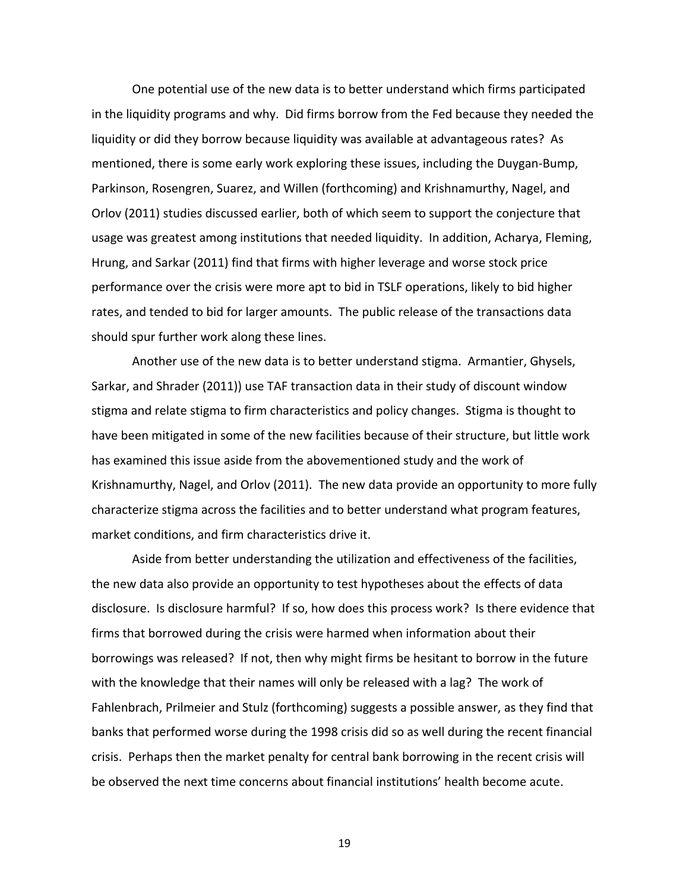One potential use of the new data is to better understand which firms participated in the liquidity programs and why. Did firms borrow from the Fed because they needed the liquidity or did they borrow because liquidity was available at advantageous rates? As mentioned, there is some early work exploring these issues, including the Duygan-Bump, Parkinson, Rosengren, Suarez, and Willen (forthcoming) and Krishnamurthy, Nagel, and Orlov (2011) studies discussed earlier, both of which seem to support the conjecture that usage was greatest among institutions that needed liquidity. In addition, Acharya, Fleming, Hrung, and Sarkar (2011) find that firms with higher leverage and worse stock price performance over the crisis were more apt to bid in TSLF operations, likely to bid higher rates, and tended to bid for larger amounts. The public release of the transactions data should spur further work along these lines.

Another use of the new data is to better understand stigma. Armantier, Ghysels, Sarkar, and Shrader (2011)) use TAF transaction data in their study of discount window stigma and relate stigma to firm characteristics and policy changes. Stigma is thought to have been mitigated in some of the new facilities because of their structure, but little work has examined this issue aside from the abovementioned study and the work of Krishnamurthy, Nagel, and Orlov (2011). The new data provide an opportunity to more fully characterize stigma across the facilities and to better understand what program features, market conditions, and firm characteristics drive it.

Aside from better understanding the utilization and effectiveness of the facilities, the new data also provide an opportunity to test hypotheses about the effects of data disclosure. Is disclosure harmful? If so, how does this process work? Is there evidence that firms that borrowed during the crisis were harmed when information about their borrowings was released? If not, then why might firms be hesitant to borrow in the future with the knowledge that their names will only be released with a lag? The work of Fahlenbrach, Prilmeier and Stulz (forthcoming) suggests a possible answer, as they find that banks that performed worse during the 1998 crisis did so as well during the recent financial crisis. Perhaps then the market penalty for central bank borrowing in the recent crisis will be observed the next time concerns about financial institutions' health become acute.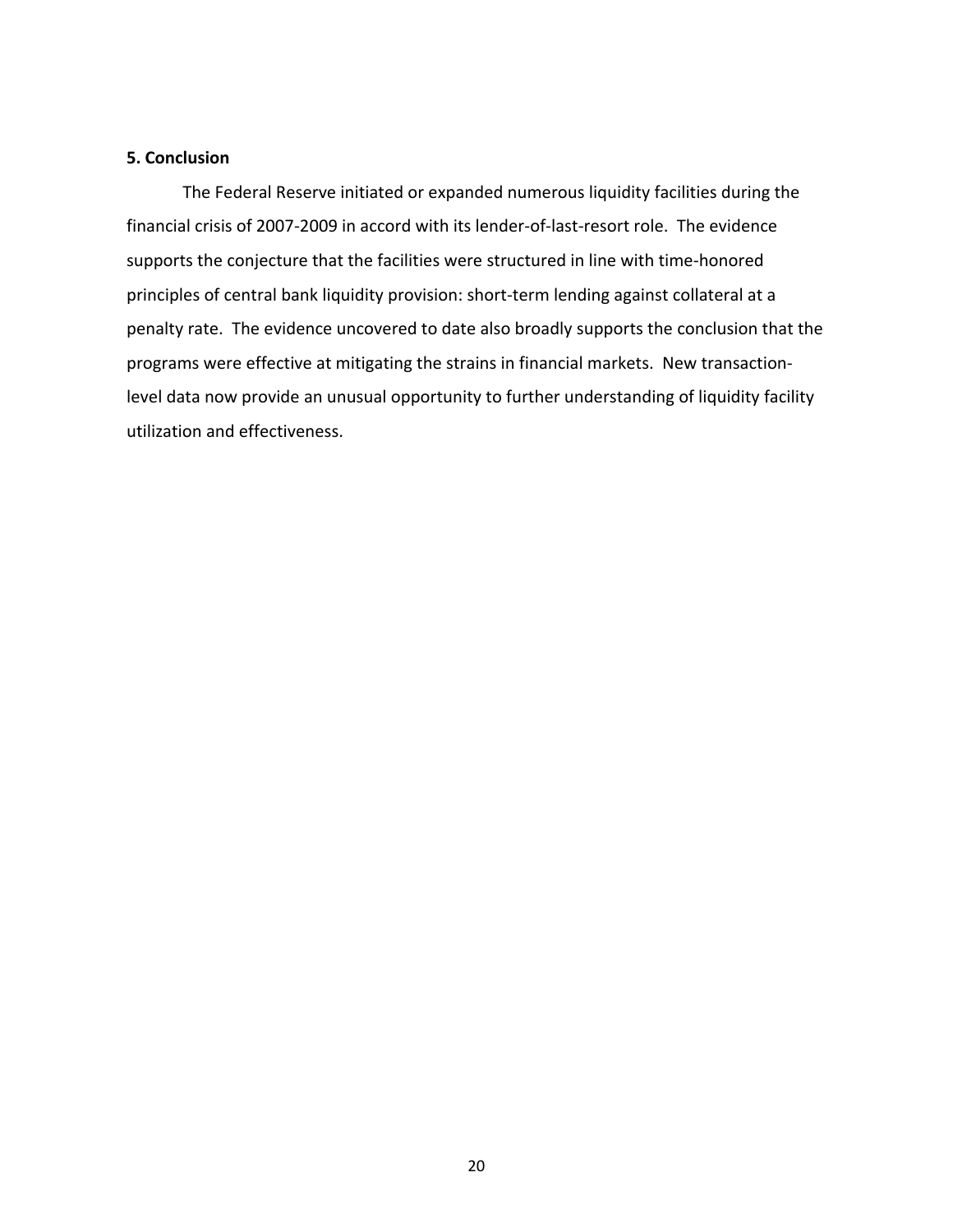## 5. Conclusion

The Federal Reserve initiated or expanded numerous liquidity facilities during the financial crisis of 2007-2009 in accord with its lender-of-last-resort role. The evidence supports the conjecture that the facilities were structured in line with time-honored principles of central bank liquidity provision: short-term lending against collateral at a penalty rate. The evidence uncovered to date also broadly supports the conclusion that the programs were effective at mitigating the strains in financial markets. New transaction-level data now provide an unusual opportunity to further understanding of liquidity facility utilization and effectiveness.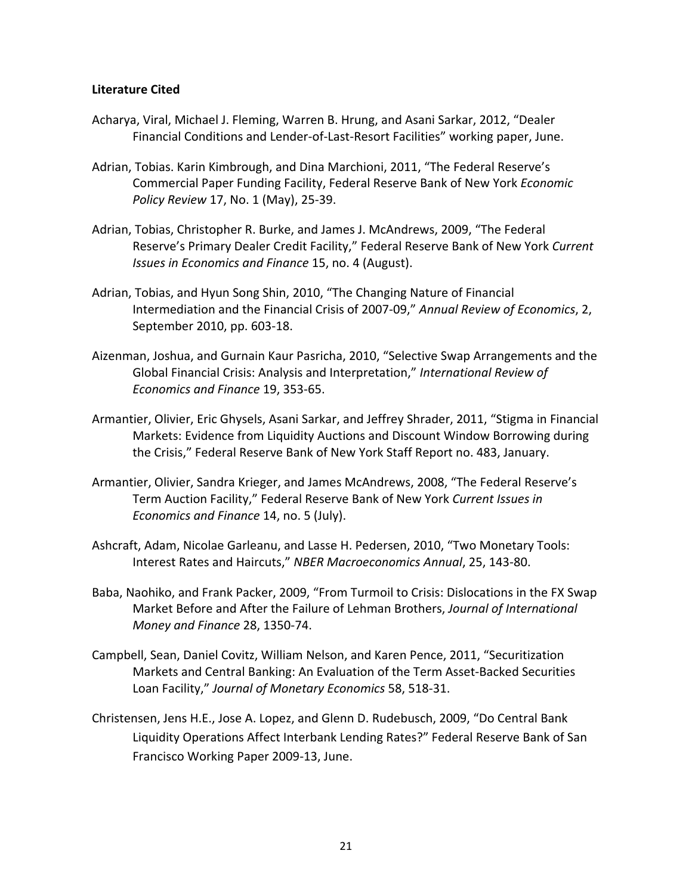**Literature Cited**

Acharya, Viral, Michael J. Fleming, Warren B. Hrung, and Asani Sarkar, 2012, "Dealer Financial Conditions and Lender-of-Last-Resort Facilities" working paper, June.

Adrian, Tobias. Karin Kimbrough, and Dina Marchioni, 2011, "The Federal Reserve's Commercial Paper Funding Facility, Federal Reserve Bank of New York *Economic Policy Review* 17, No. 1 (May), 25-39.

Adrian, Tobias, Christopher R. Burke, and James J. McAndrews, 2009, "The Federal Reserve's Primary Dealer Credit Facility," Federal Reserve Bank of New York *Current Issues in Economics and Finance* 15, no. 4 (August).

Adrian, Tobias, and Hyun Song Shin, 2010, "The Changing Nature of Financial Intermediation and the Financial Crisis of 2007-09," *Annual Review of Economics*, 2, September 2010, pp. 603-18.

Aizenman, Joshua, and Gurnain Kaur Pasricha, 2010, "Selective Swap Arrangements and the Global Financial Crisis: Analysis and Interpretation," *International Review of Economics and Finance* 19, 353-65.

Armantier, Olivier, Eric Ghysels, Asani Sarkar, and Jeffrey Shrader, 2011, "Stigma in Financial Markets: Evidence from Liquidity Auctions and Discount Window Borrowing during the Crisis," Federal Reserve Bank of New York Staff Report no. 483, January.

Armantier, Olivier, Sandra Krieger, and James McAndrews, 2008, "The Federal Reserve's Term Auction Facility," Federal Reserve Bank of New York *Current Issues in Economics and Finance* 14, no. 5 (July).

Ashcraft, Adam, Nicolae Garleanu, and Lasse H. Pedersen, 2010, "Two Monetary Tools: Interest Rates and Haircuts," *NBER Macroeconomics Annual*, 25, 143-80.

Baba, Naohiko, and Frank Packer, 2009, "From Turmoil to Crisis: Dislocations in the FX Swap Market Before and After the Failure of Lehman Brothers, *Journal of International Money and Finance* 28, 1350-74.

Campbell, Sean, Daniel Covitz, William Nelson, and Karen Pence, 2011, "Securitization Markets and Central Banking: An Evaluation of the Term Asset-Backed Securities Loan Facility," *Journal of Monetary Economics* 58, 518-31.

Christensen, Jens H.E., Jose A. Lopez, and Glenn D. Rudebusch, 2009, "Do Central Bank Liquidity Operations Affect Interbank Lending Rates?" Federal Reserve Bank of San Francisco Working Paper 2009-13, June.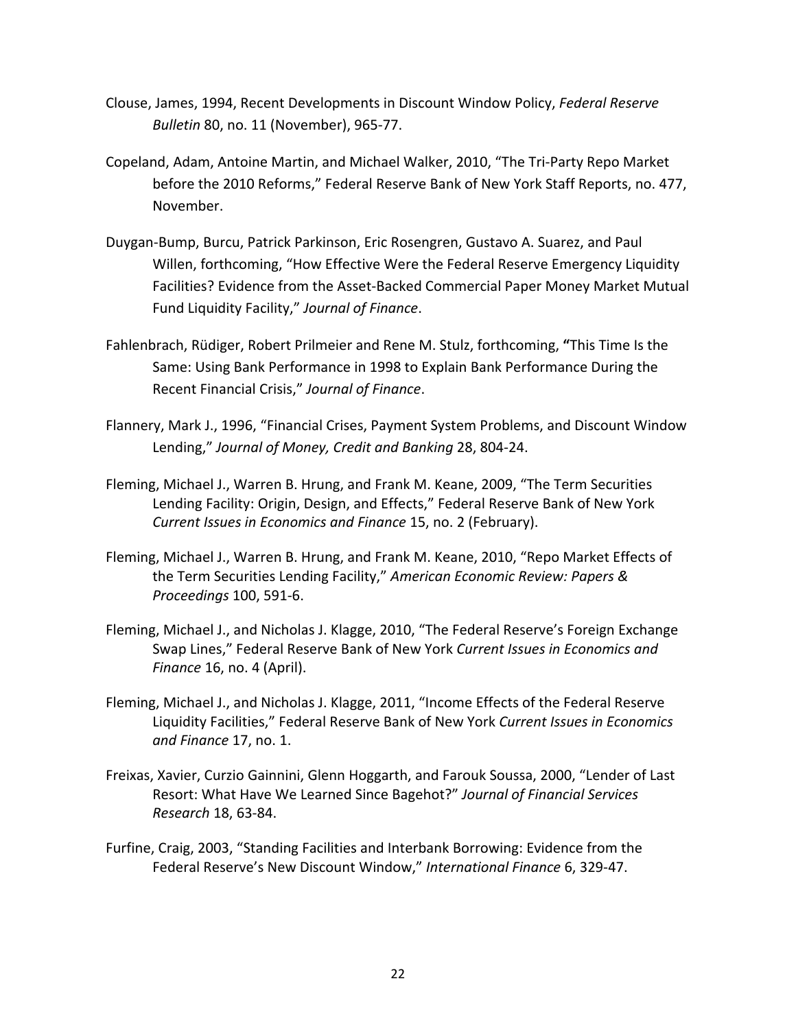Clouse, James, 1994, Recent Developments in Discount Window Policy, *Federal Reserve Bulletin* 80, no. 11 (November), 965-77.

Copeland, Adam, Antoine Martin, and Michael Walker, 2010, "The Tri-Party Repo Market before the 2010 Reforms," Federal Reserve Bank of New York Staff Reports, no. 477, November.

Duygan-Bump, Burcu, Patrick Parkinson, Eric Rosengren, Gustavo A. Suarez, and Paul Willen, forthcoming, "How Effective Were the Federal Reserve Emergency Liquidity Facilities? Evidence from the Asset-Backed Commercial Paper Money Market Mutual Fund Liquidity Facility," *Journal of Finance*.

Fahlenbrach, Rüdiger, Robert Prilmeier and Rene M. Stulz, forthcoming, **"**This Time Is the Same: Using Bank Performance in 1998 to Explain Bank Performance During the Recent Financial Crisis," *Journal of Finance*.

Flannery, Mark J., 1996, "Financial Crises, Payment System Problems, and Discount Window Lending," *Journal of Money, Credit and Banking* 28, 804-24.

Fleming, Michael J., Warren B. Hrung, and Frank M. Keane, 2009, "The Term Securities Lending Facility: Origin, Design, and Effects," Federal Reserve Bank of New York *Current Issues in Economics and Finance* 15, no. 2 (February).

Fleming, Michael J., Warren B. Hrung, and Frank M. Keane, 2010, "Repo Market Effects of the Term Securities Lending Facility," *American Economic Review: Papers & Proceedings* 100, 591-6.

Fleming, Michael J., and Nicholas J. Klagge, 2010, "The Federal Reserve's Foreign Exchange Swap Lines," Federal Reserve Bank of New York *Current Issues in Economics and Finance* 16, no. 4 (April).

Fleming, Michael J., and Nicholas J. Klagge, 2011, "Income Effects of the Federal Reserve Liquidity Facilities," Federal Reserve Bank of New York *Current Issues in Economics and Finance* 17, no. 1.

Freixas, Xavier, Curzio Gainnini, Glenn Hoggarth, and Farouk Soussa, 2000, "Lender of Last Resort: What Have We Learned Since Bagehot?" *Journal of Financial Services Research* 18, 63-84.

Furfine, Craig, 2003, "Standing Facilities and Interbank Borrowing: Evidence from the Federal Reserve's New Discount Window," *International Finance* 6, 329-47.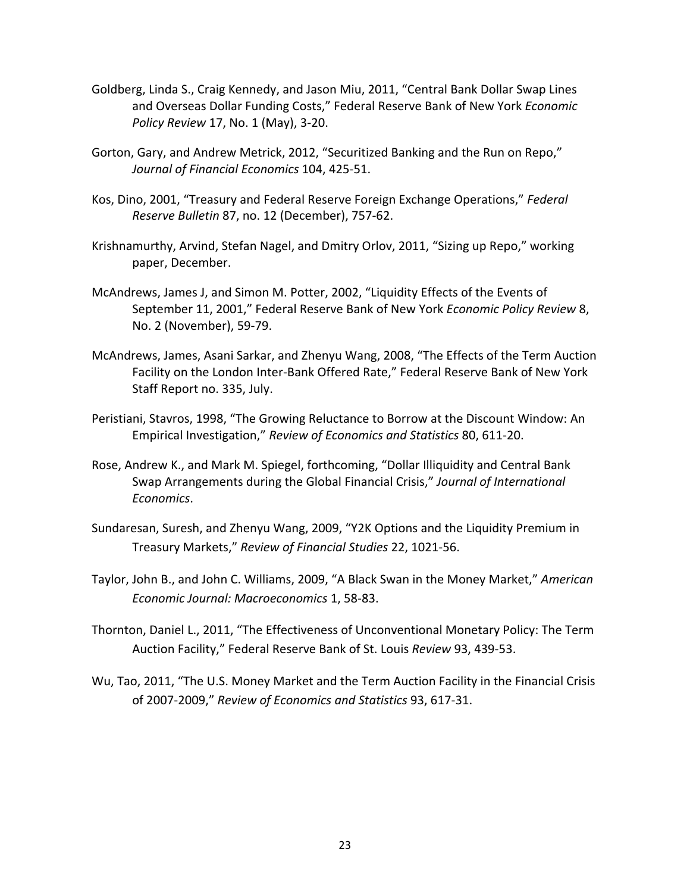Goldberg, Linda S., Craig Kennedy, and Jason Miu, 2011, "Central Bank Dollar Swap Lines and Overseas Dollar Funding Costs," Federal Reserve Bank of New York *Economic Policy Review* 17, No. 1 (May), 3-20.

Gorton, Gary, and Andrew Metrick, 2012, "Securitized Banking and the Run on Repo," *Journal of Financial Economics* 104, 425-51.

Kos, Dino, 2001, "Treasury and Federal Reserve Foreign Exchange Operations," *Federal Reserve Bulletin* 87, no. 12 (December), 757-62.

Krishnamurthy, Arvind, Stefan Nagel, and Dmitry Orlov, 2011, "Sizing up Repo," working paper, December.

McAndrews, James J, and Simon M. Potter, 2002, "Liquidity Effects of the Events of September 11, 2001," Federal Reserve Bank of New York *Economic Policy Review* 8, No. 2 (November), 59-79.

McAndrews, James, Asani Sarkar, and Zhenyu Wang, 2008, "The Effects of the Term Auction Facility on the London Inter-Bank Offered Rate," Federal Reserve Bank of New York Staff Report no. 335, July.

Peristiani, Stavros, 1998, "The Growing Reluctance to Borrow at the Discount Window: An Empirical Investigation," *Review of Economics and Statistics* 80, 611-20.

Rose, Andrew K., and Mark M. Spiegel, forthcoming, "Dollar Illiquidity and Central Bank Swap Arrangements during the Global Financial Crisis," *Journal of International Economics*.

Sundaresan, Suresh, and Zhenyu Wang, 2009, "Y2K Options and the Liquidity Premium in Treasury Markets," *Review of Financial Studies* 22, 1021-56.

Taylor, John B., and John C. Williams, 2009, "A Black Swan in the Money Market," *American Economic Journal: Macroeconomics* 1, 58-83.

Thornton, Daniel L., 2011, "The Effectiveness of Unconventional Monetary Policy: The Term Auction Facility," Federal Reserve Bank of St. Louis *Review* 93, 439-53.

Wu, Tao, 2011, "The U.S. Money Market and the Term Auction Facility in the Financial Crisis of 2007-2009," *Review of Economics and Statistics* 93, 617-31.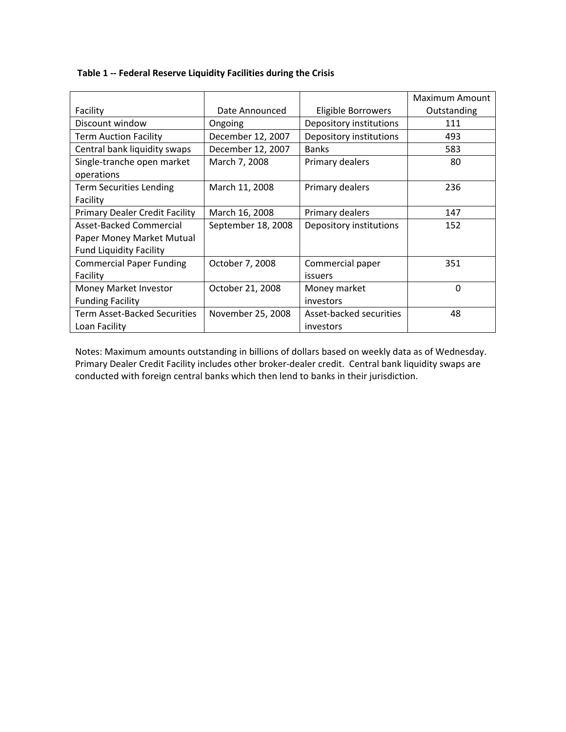**Table 1 -- Federal Reserve Liquidity Facilities during the Crisis**

| Facility | Date Announced | Eligible Borrowers | Maximum Amount Outstanding |
|---|---|---|---|
| Discount window | Ongoing | Depository institutions | 111 |
| Term Auction Facility | December 12, 2007 | Depository institutions | 493 |
| Central bank liquidity swaps | December 12, 2007 | Banks | 583 |
| Single-tranche open market operations | March 7, 2008 | Primary dealers | 80 |
| Term Securities Lending Facility | March 11, 2008 | Primary dealers | 236 |
| Primary Dealer Credit Facility | March 16, 2008 | Primary dealers | 147 |
| Asset-Backed Commercial Paper Money Market Mutual Fund Liquidity Facility | September 18, 2008 | Depository institutions | 152 |
| Commercial Paper Funding Facility | October 7, 2008 | Commercial paper issuers | 351 |
| Money Market Investor Funding Facility | October 21, 2008 | Money market investors | 0 |
| Term Asset-Backed Securities Loan Facility | November 25, 2008 | Asset-backed securities investors | 48 |

Notes: Maximum amounts outstanding in billions of dollars based on weekly data as of Wednesday. Primary Dealer Credit Facility includes other broker-dealer credit. Central bank liquidity swaps are conducted with foreign central banks which then lend to banks in their jurisdiction.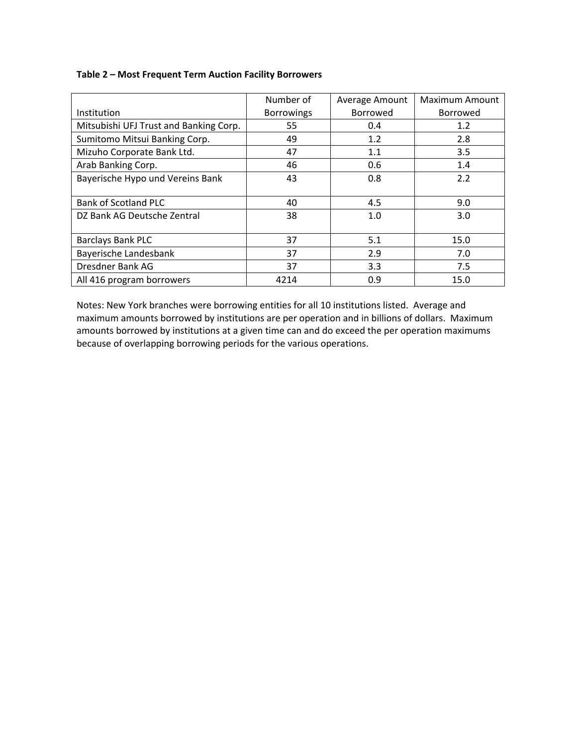**Table 2 – Most Frequent Term Auction Facility Borrowers**

| Institution | Number of Borrowings | Average Amount Borrowed | Maximum Amount Borrowed |
|---|---|---|---|
| Mitsubishi UFJ Trust and Banking Corp. | 55 | 0.4 | 1.2 |
| Sumitomo Mitsui Banking Corp. | 49 | 1.2 | 2.8 |
| Mizuho Corporate Bank Ltd. | 47 | 1.1 | 3.5 |
| Arab Banking Corp. | 46 | 0.6 | 1.4 |
| Bayerische Hypo und Vereins Bank | 43 | 0.8 | 2.2 |
| Bank of Scotland PLC | 40 | 4.5 | 9.0 |
| DZ Bank AG Deutsche Zentral | 38 | 1.0 | 3.0 |
| Barclays Bank PLC | 37 | 5.1 | 15.0 |
| Bayerische Landesbank | 37 | 2.9 | 7.0 |
| Dresdner Bank AG | 37 | 3.3 | 7.5 |
| All 416 program borrowers | 4214 | 0.9 | 15.0 |

Notes: New York branches were borrowing entities for all 10 institutions listed. Average and maximum amounts borrowed by institutions are per operation and in billions of dollars. Maximum amounts borrowed by institutions at a given time can and do exceed the per operation maximums because of overlapping borrowing periods for the various operations.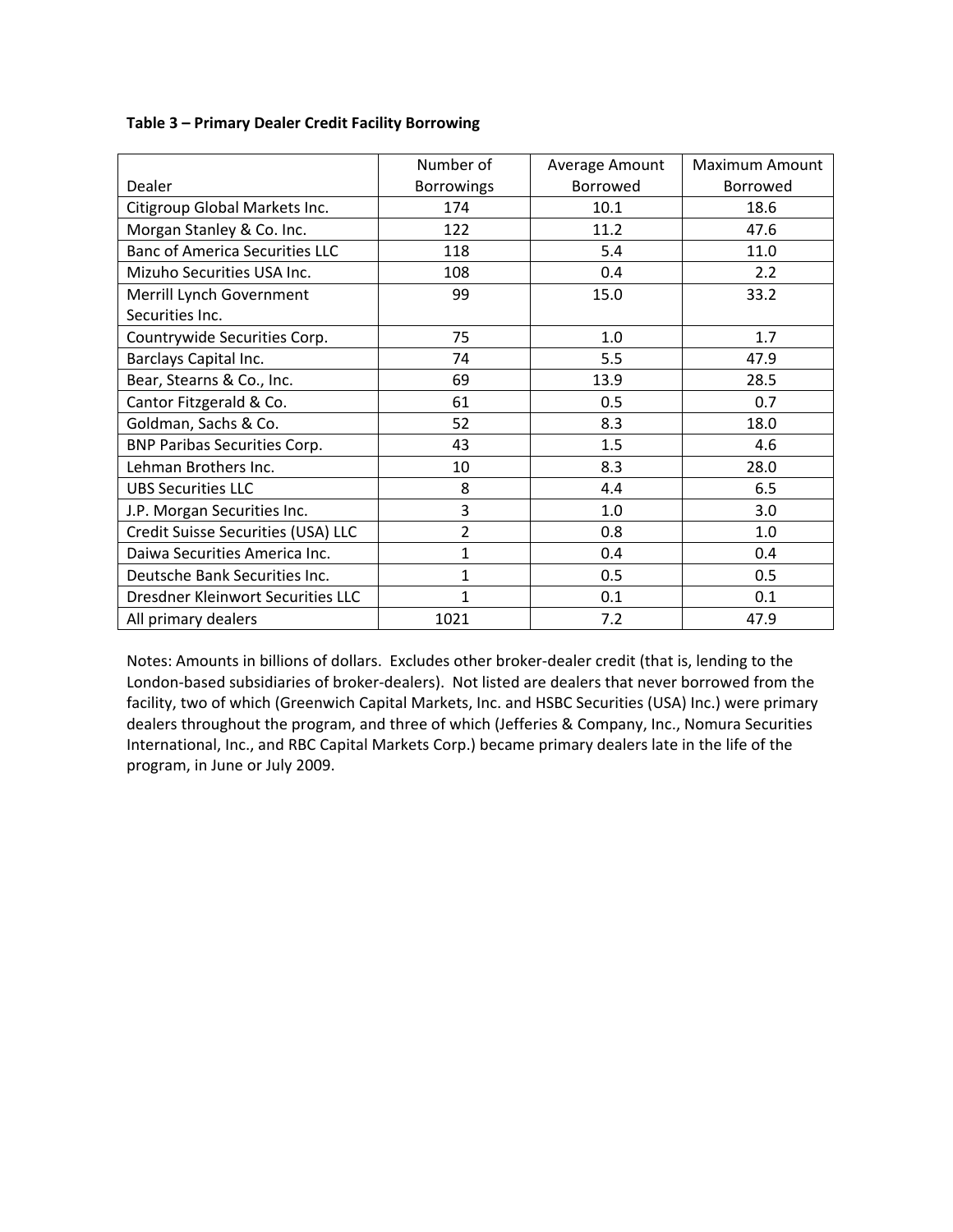**Table 3 – Primary Dealer Credit Facility Borrowing**

| Dealer | Number of Borrowings | Average Amount Borrowed | Maximum Amount Borrowed |
|---|---|---|---|
| Citigroup Global Markets Inc. | 174 | 10.1 | 18.6 |
| Morgan Stanley & Co. Inc. | 122 | 11.2 | 47.6 |
| Banc of America Securities LLC | 118 | 5.4 | 11.0 |
| Mizuho Securities USA Inc. | 108 | 0.4 | 2.2 |
| Merrill Lynch Government Securities Inc. | 99 | 15.0 | 33.2 |
| Countrywide Securities Corp. | 75 | 1.0 | 1.7 |
| Barclays Capital Inc. | 74 | 5.5 | 47.9 |
| Bear, Stearns & Co., Inc. | 69 | 13.9 | 28.5 |
| Cantor Fitzgerald & Co. | 61 | 0.5 | 0.7 |
| Goldman, Sachs & Co. | 52 | 8.3 | 18.0 |
| BNP Paribas Securities Corp. | 43 | 1.5 | 4.6 |
| Lehman Brothers Inc. | 10 | 8.3 | 28.0 |
| UBS Securities LLC | 8 | 4.4 | 6.5 |
| J.P. Morgan Securities Inc. | 3 | 1.0 | 3.0 |
| Credit Suisse Securities (USA) LLC | 2 | 0.8 | 1.0 |
| Daiwa Securities America Inc. | 1 | 0.4 | 0.4 |
| Deutsche Bank Securities Inc. | 1 | 0.5 | 0.5 |
| Dresdner Kleinwort Securities LLC | 1 | 0.1 | 0.1 |
| All primary dealers | 1021 | 7.2 | 47.9 |

Notes: Amounts in billions of dollars. Excludes other broker-dealer credit (that is, lending to the London-based subsidiaries of broker-dealers). Not listed are dealers that never borrowed from the facility, two of which (Greenwich Capital Markets, Inc. and HSBC Securities (USA) Inc.) were primary dealers throughout the program, and three of which (Jefferies & Company, Inc., Nomura Securities International, Inc., and RBC Capital Markets Corp.) became primary dealers late in the life of the program, in June or July 2009.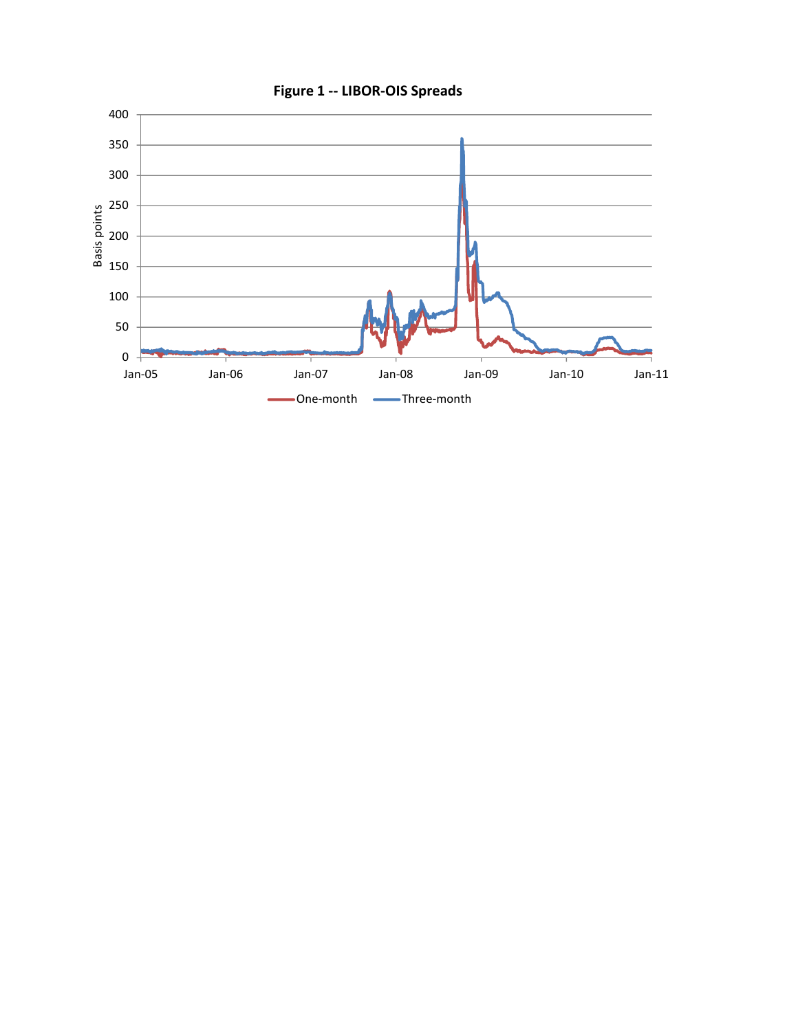**Figure 1 -- LIBOR-OIS Spreads**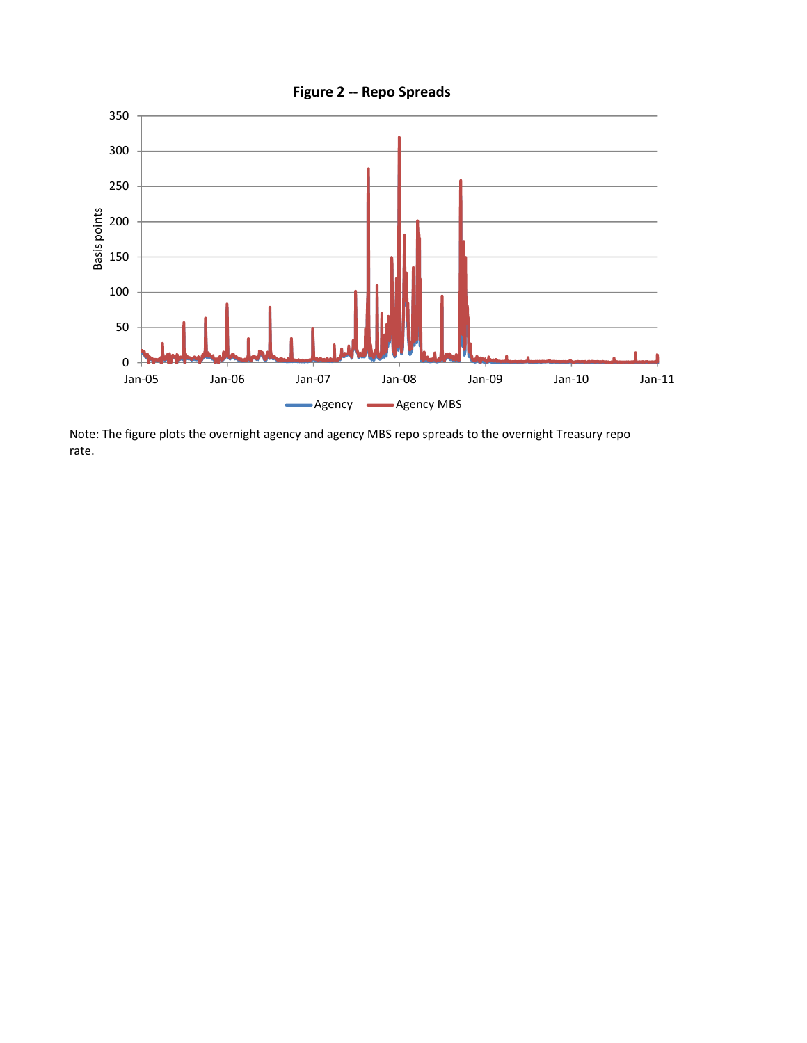**Figure 2 -- Repo Spreads**

Note: The figure plots the overnight agency and agency MBS repo spreads to the overnight Treasury repo rate.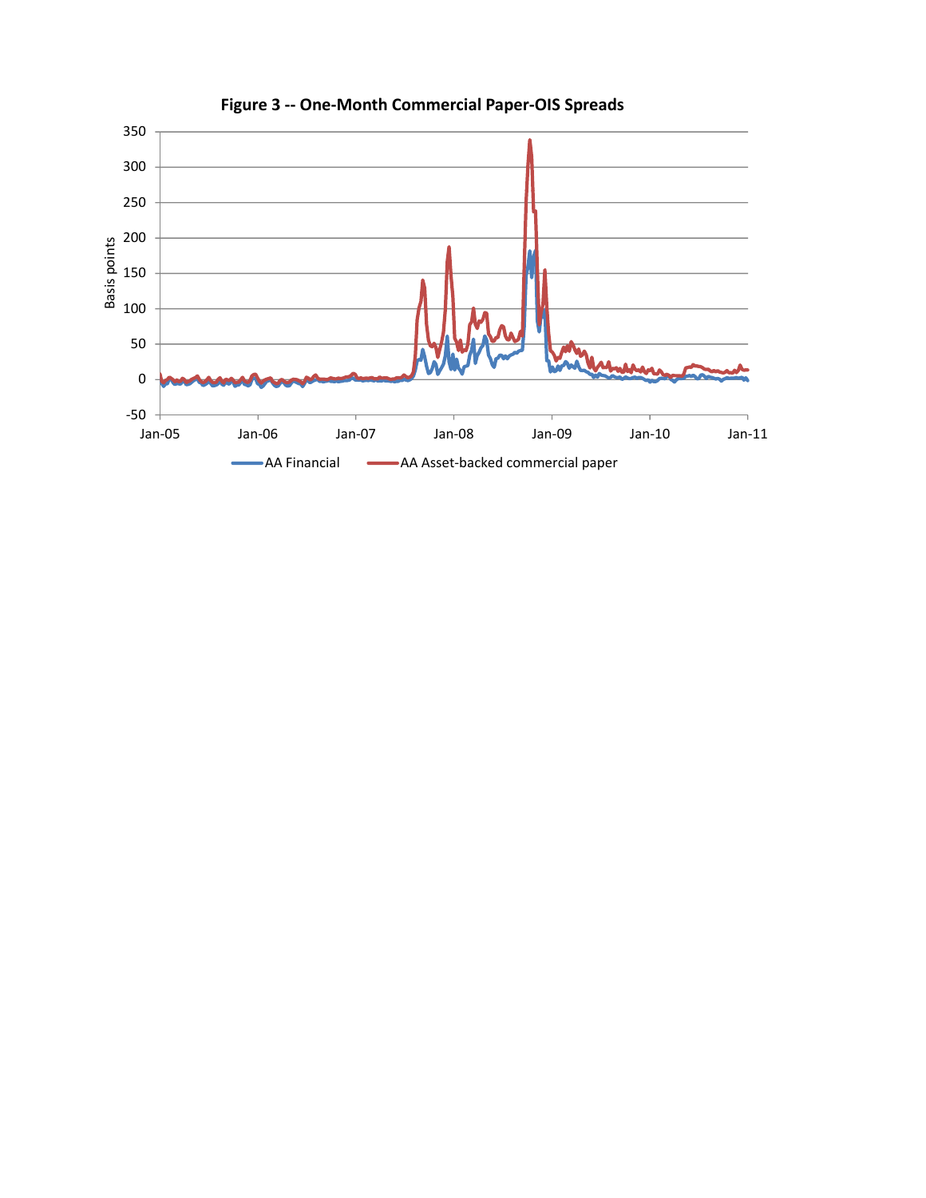**Figure 3 -- One-Month Commercial Paper-OIS Spreads**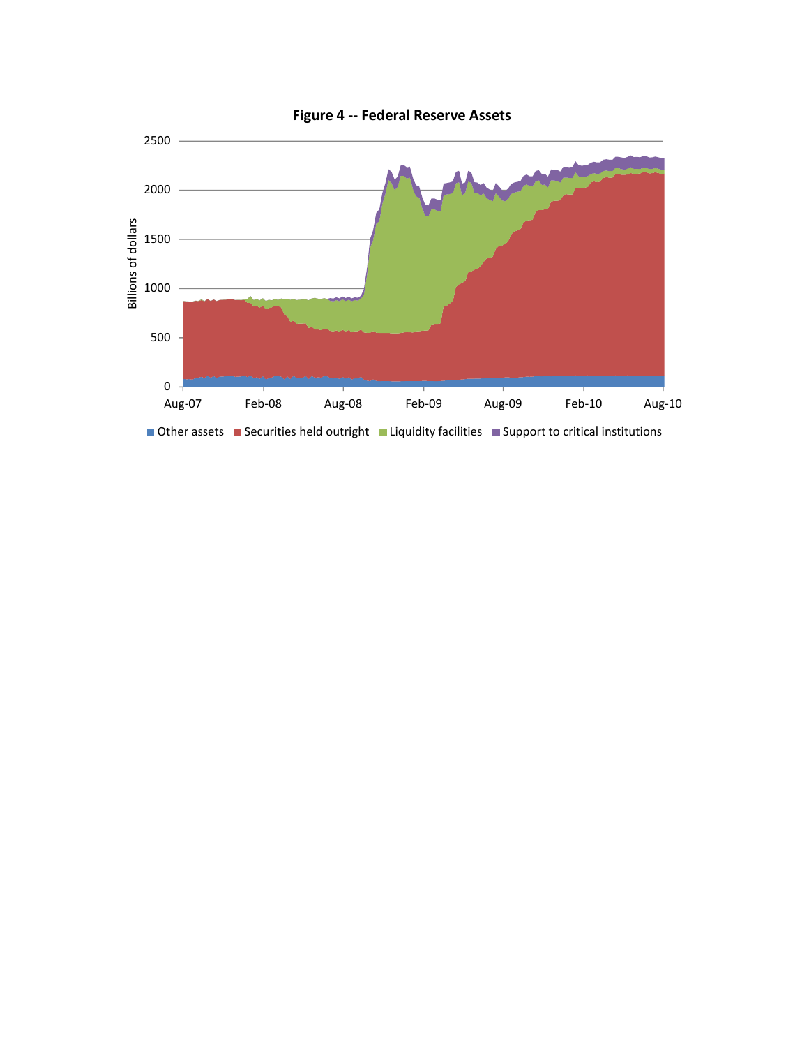**Figure 4 -- Federal Reserve Assets**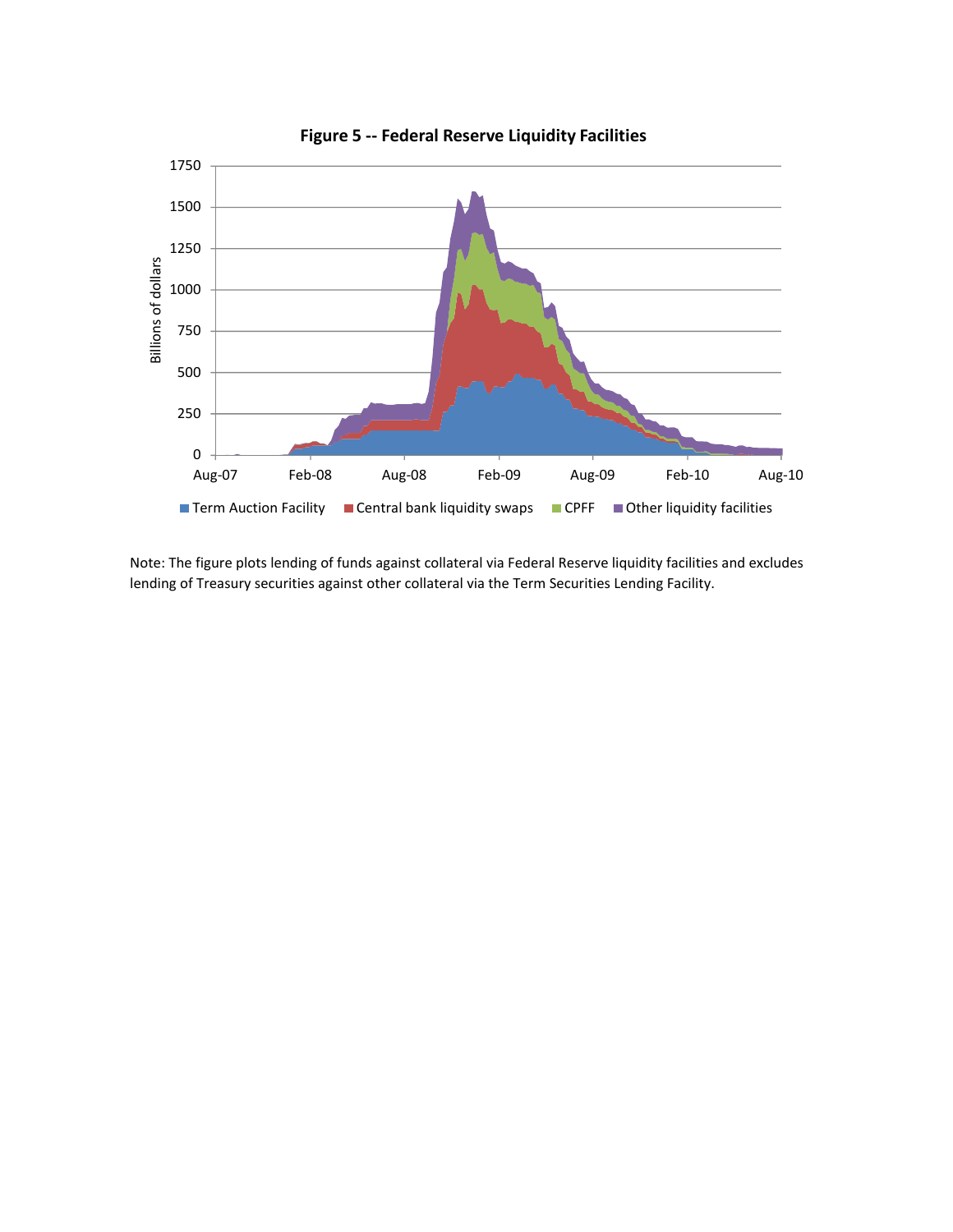**Figure 5 -- Federal Reserve Liquidity Facilities**

Billions of dollars

1750
1500
1250
1000
750
500
250
0

Aug-07 Feb-08 Aug-08 Feb-09 Aug-09 Feb-10 Aug-10

Term Auction Facility | Central bank liquidity swaps | CPFF | Other liquidity facilities

Note: The figure plots lending of funds against collateral via Federal Reserve liquidity facilities and excludes lending of Treasury securities against other collateral via the Term Securities Lending Facility.